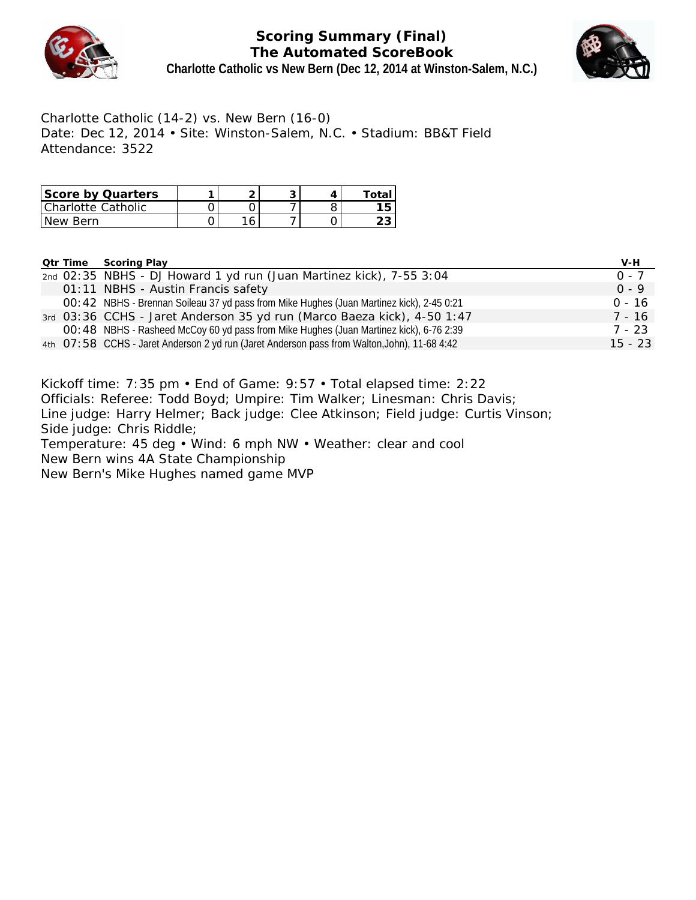# Scoring Summary (Final)
## The Automated ScoreBook
### Charlotte Catholic vs New Bern (Dec 12, 2014 at Winston-Salem, N.C.)

Charlotte Catholic (14-2) vs. New Bern (16-0)
Date: Dec 12, 2014 • Site: Winston-Salem, N.C. • Stadium: BB&T Field
Attendance: 3522

| Score by Quarters | 1 | 2 | 3 | 4 | Total |
|---|---|---|---|---|---|
| Charlotte Catholic | 0 | 0 | 7 | 8 | 15 |
| New Bern | 0 | 16 | 7 | 0 | 23 |

| Qtr | Time | Scoring Play | V-H |
|---|---|---|---|
| 2nd | 02:35 | NBHS - DJ Howard 1 yd run (Juan Martinez kick), 7-55 3:04 | 0 - 7 |
| | 01:11 | NBHS - Austin Francis safety | 0 - 9 |
| | 00:42 | NBHS - Brennan Soileau 37 yd pass from Mike Hughes (Juan Martinez kick), 2-45 0:21 | 0 - 16 |
| 3rd | 03:36 | CCHS - Jaret Anderson 35 yd run (Marco Baeza kick), 4-50 1:47 | 7 - 16 |
| | 00:48 | NBHS - Rasheed McCoy 60 yd pass from Mike Hughes (Juan Martinez kick), 6-76 2:39 | 7 - 23 |
| 4th | 07:58 | CCHS - Jaret Anderson 2 yd run (Jaret Anderson pass from Walton,John), 11-68 4:42 | 15 - 23 |

Kickoff time: 7:35 pm • End of Game: 9:57 • Total elapsed time: 2:22
Officials: Referee: Todd Boyd; Umpire: Tim Walker; Linesman: Chris Davis;
Line judge: Harry Helmer; Back judge: Clee Atkinson; Field judge: Curtis Vinson;
Side judge: Chris Riddle;
Temperature: 45 deg • Wind: 6 mph NW • Weather: clear and cool
New Bern wins 4A State Championship
New Bern's Mike Hughes named game MVP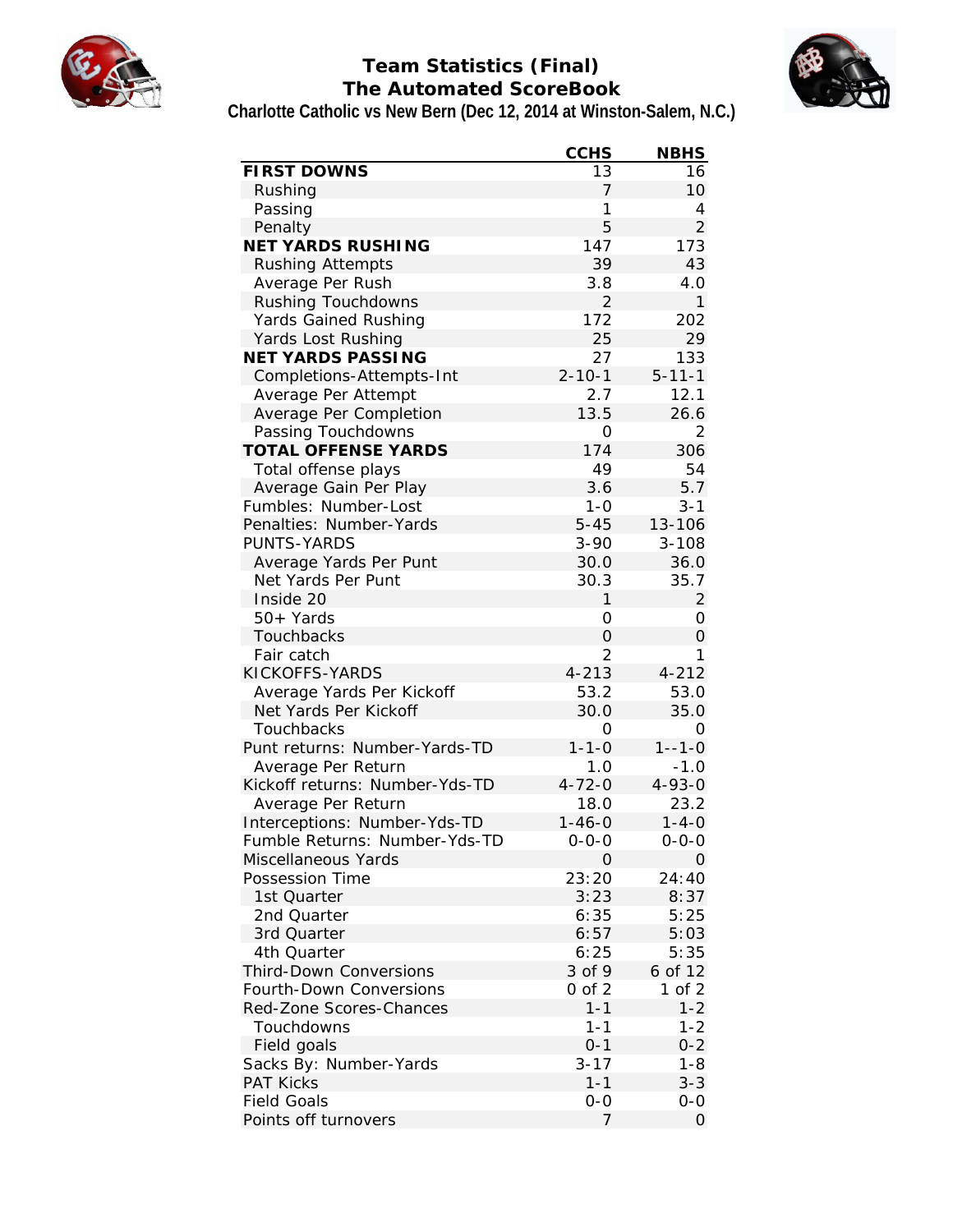# Team Statistics (Final)
## The Automated ScoreBook
### Charlotte Catholic vs New Bern (Dec 12, 2014 at Winston-Salem, N.C.)

| | CCHS | NBHS |
|---|---|---|
| **FIRST DOWNS** | 13 | 16 |
| Rushing | 7 | 10 |
| Passing | 1 | 4 |
| Penalty | 5 | 2 |
| **NET YARDS RUSHING** | 147 | 173 |
| Rushing Attempts | 39 | 43 |
| Average Per Rush | 3.8 | 4.0 |
| Rushing Touchdowns | 2 | 1 |
| Yards Gained Rushing | 172 | 202 |
| Yards Lost Rushing | 25 | 29 |
| **NET YARDS PASSING** | 27 | 133 |
| Completions-Attempts-Int | 2-10-1 | 5-11-1 |
| Average Per Attempt | 2.7 | 12.1 |
| Average Per Completion | 13.5 | 26.6 |
| Passing Touchdowns | 0 | 2 |
| **TOTAL OFFENSE YARDS** | 174 | 306 |
| Total offense plays | 49 | 54 |
| Average Gain Per Play | 3.6 | 5.7 |
| Fumbles: Number-Lost | 1-0 | 3-1 |
| Penalties: Number-Yards | 5-45 | 13-106 |
| PUNTS-YARDS | 3-90 | 3-108 |
| Average Yards Per Punt | 30.0 | 36.0 |
| Net Yards Per Punt | 30.3 | 35.7 |
| Inside 20 | 1 | 2 |
| 50+ Yards | 0 | 0 |
| Touchbacks | 0 | 0 |
| Fair catch | 2 | 1 |
| KICKOFFS-YARDS | 4-213 | 4-212 |
| Average Yards Per Kickoff | 53.2 | 53.0 |
| Net Yards Per Kickoff | 30.0 | 35.0 |
| Touchbacks | 0 | 0 |
| Punt returns: Number-Yards-TD | 1-1-0 | 1--1-0 |
| Average Per Return | 1.0 | -1.0 |
| Kickoff returns: Number-Yds-TD | 4-72-0 | 4-93-0 |
| Average Per Return | 18.0 | 23.2 |
| Interceptions: Number-Yds-TD | 1-46-0 | 1-4-0 |
| Fumble Returns: Number-Yds-TD | 0-0-0 | 0-0-0 |
| Miscellaneous Yards | 0 | 0 |
| Possession Time | 23:20 | 24:40 |
| 1st Quarter | 3:23 | 8:37 |
| 2nd Quarter | 6:35 | 5:25 |
| 3rd Quarter | 6:57 | 5:03 |
| 4th Quarter | 6:25 | 5:35 |
| Third-Down Conversions | 3 of 9 | 6 of 12 |
| Fourth-Down Conversions | 0 of 2 | 1 of 2 |
| Red-Zone Scores-Chances | 1-1 | 1-2 |
| Touchdowns | 1-1 | 1-2 |
| Field goals | 0-1 | 0-2 |
| Sacks By: Number-Yards | 3-17 | 1-8 |
| PAT Kicks | 1-1 | 3-3 |
| Field Goals | 0-0 | 0-0 |
| Points off turnovers | 7 | 0 |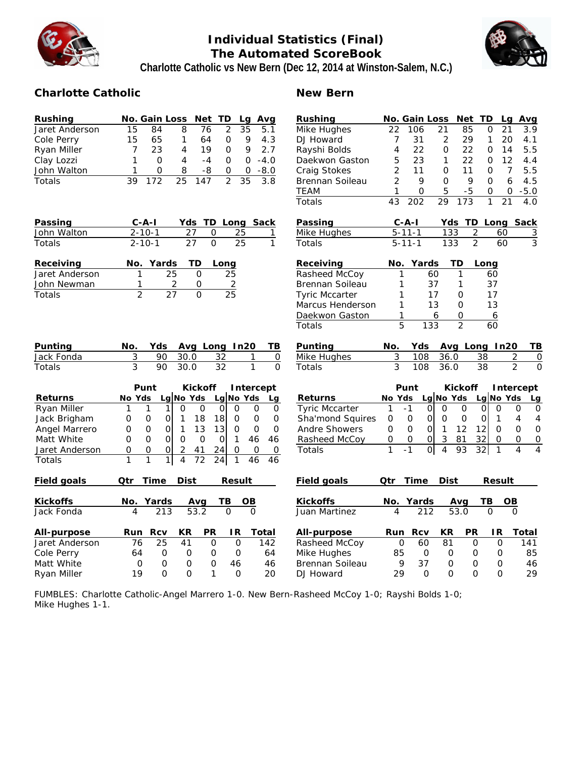# Individual Statistics (Final)
## The Automated ScoreBook
### Charlotte Catholic vs New Bern (Dec 12, 2014 at Winston-Salem, N.C.)

## Charlotte Catholic

| Rushing | No. | Gain | Loss | Net | TD | Lg | Avg |
|---|---|---|---|---|---|---|---|
| Jaret Anderson | 15 | 84 | 8 | 76 | 2 | 35 | 5.1 |
| Cole Perry | 15 | 65 | 1 | 64 | 0 | 9 | 4.3 |
| Ryan Miller | 7 | 23 | 4 | 19 | 0 | 9 | 2.7 |
| Clay Lozzi | 1 | 0 | 4 | -4 | 0 | 0 | -4.0 |
| John Walton | 1 | 0 | 8 | -8 | 0 | 0 | -8.0 |
| Totals | 39 | 172 | 25 | 147 | 2 | 35 | 3.8 |

| Passing | C-A-I | Yds | TD | Long | Sack |
|---|---|---|---|---|---|
| John Walton | 2-10-1 | 27 | 0 | 25 | 1 |
| Totals | 2-10-1 | 27 | 0 | 25 | 1 |

| Receiving | No. | Yards | TD | Long |
|---|---|---|---|---|
| Jaret Anderson | 1 | 25 | 0 | 25 |
| John Newman | 1 | 2 | 0 | 2 |
| Totals | 2 | 27 | 0 | 25 |

| Punting | No. | Yds | Avg | Long | In20 | TB |
|---|---|---|---|---|---|---|
| Jack Fonda | 3 | 90 | 30.0 | 32 | 1 | 0 |
| Totals | 3 | 90 | 30.0 | 32 | 1 | 0 |

| | Punt | | | Kickoff | | | Intercept | | |
|---|---|---|---|---|---|---|---|---|---|
| Returns | No | Yds | Lg | No | Yds | Lg | No | Yds | Lg |
| Ryan Miller | 1 | 1 | 1 | 0 | 0 | 0 | 0 | 0 | 0 |
| Jack Brigham | 0 | 0 | 0 | 1 | 18 | 18 | 0 | 0 | 0 |
| Angel Marrero | 0 | 0 | 0 | 1 | 13 | 13 | 0 | 0 | 0 |
| Matt White | 0 | 0 | 0 | 0 | 0 | 0 | 1 | 46 | 46 |
| Jaret Anderson | 0 | 0 | 0 | 2 | 41 | 24 | 0 | 0 | 0 |
| Totals | 1 | 1 | 1 | 4 | 72 | 24 | 1 | 46 | 46 |

| Field goals | Qtr | Time | Dist | Result |
|---|---|---|---|---|

| Kickoffs | No. | Yards | Avg | TB | OB |
|---|---|---|---|---|---|
| Jack Fonda | 4 | 213 | 53.2 | 0 | 0 |

| All-purpose | Run | Rcv | KR | PR | IR | Total |
|---|---|---|---|---|---|---|
| Jaret Anderson | 76 | 25 | 41 | 0 | 0 | 142 |
| Cole Perry | 64 | 0 | 0 | 0 | 0 | 64 |
| Matt White | 0 | 0 | 0 | 0 | 46 | 46 |
| Ryan Miller | 19 | 0 | 0 | 1 | 0 | 20 |

## New Bern

| Rushing | No. | Gain | Loss | Net | TD | Lg | Avg |
|---|---|---|---|---|---|---|---|
| Mike Hughes | 22 | 106 | 21 | 85 | 0 | 21 | 3.9 |
| DJ Howard | 7 | 31 | 2 | 29 | 1 | 20 | 4.1 |
| Rayshi Bolds | 4 | 22 | 0 | 22 | 0 | 14 | 5.5 |
| Daekwon Gaston | 5 | 23 | 1 | 22 | 0 | 12 | 4.4 |
| Craig Stokes | 2 | 11 | 0 | 11 | 0 | 7 | 5.5 |
| Brennan Soileau | 2 | 9 | 0 | 9 | 0 | 6 | 4.5 |
| TEAM | 1 | 0 | 5 | -5 | 0 | 0 | -5.0 |
| Totals | 43 | 202 | 29 | 173 | 1 | 21 | 4.0 |

| Passing | C-A-I | Yds | TD | Long | Sack |
|---|---|---|---|---|---|
| Mike Hughes | 5-11-1 | 133 | 2 | 60 | 3 |
| Totals | 5-11-1 | 133 | 2 | 60 | 3 |

| Receiving | No. | Yards | TD | Long |
|---|---|---|---|---|
| Rasheed McCoy | 1 | 60 | 1 | 60 |
| Brennan Soileau | 1 | 37 | 1 | 37 |
| Tyric Mccarter | 1 | 17 | 0 | 17 |
| Marcus Henderson | 1 | 13 | 0 | 13 |
| Daekwon Gaston | 1 | 6 | 0 | 6 |
| Totals | 5 | 133 | 2 | 60 |

| Punting | No. | Yds | Avg | Long | In20 | TB |
|---|---|---|---|---|---|---|
| Mike Hughes | 3 | 108 | 36.0 | 38 | 2 | 0 |
| Totals | 3 | 108 | 36.0 | 38 | 2 | 0 |

| | Punt | | | Kickoff | | | Intercept | | |
|---|---|---|---|---|---|---|---|---|---|
| Returns | No | Yds | Lg | No | Yds | Lg | No | Yds | Lg |
| Tyric Mccarter | 1 | -1 | 0 | 0 | 0 | 0 | 0 | 0 | 0 |
| Sha'mond Squires | 0 | 0 | 0 | 0 | 0 | 0 | 1 | 4 | 4 |
| Andre Showers | 0 | 0 | 0 | 1 | 12 | 12 | 0 | 0 | 0 |
| Rasheed McCoy | 0 | 0 | 0 | 3 | 81 | 32 | 0 | 0 | 0 |
| Totals | 1 | -1 | 0 | 4 | 93 | 32 | 1 | 4 | 4 |

| Field goals | Qtr | Time | Dist | Result |
|---|---|---|---|---|

| Kickoffs | No. | Yards | Avg | TB | OB |
|---|---|---|---|---|---|
| Juan Martinez | 4 | 212 | 53.0 | 0 | 0 |

| All-purpose | Run | Rcv | KR | PR | IR | Total |
|---|---|---|---|---|---|---|
| Rasheed McCoy | 0 | 60 | 81 | 0 | 0 | 141 |
| Mike Hughes | 85 | 0 | 0 | 0 | 0 | 85 |
| Brennan Soileau | 9 | 37 | 0 | 0 | 0 | 46 |
| DJ Howard | 29 | 0 | 0 | 0 | 0 | 29 |

FUMBLES: Charlotte Catholic-Angel Marrero 1-0. New Bern-Rasheed McCoy 1-0; Rayshi Bolds 1-0; Mike Hughes 1-1.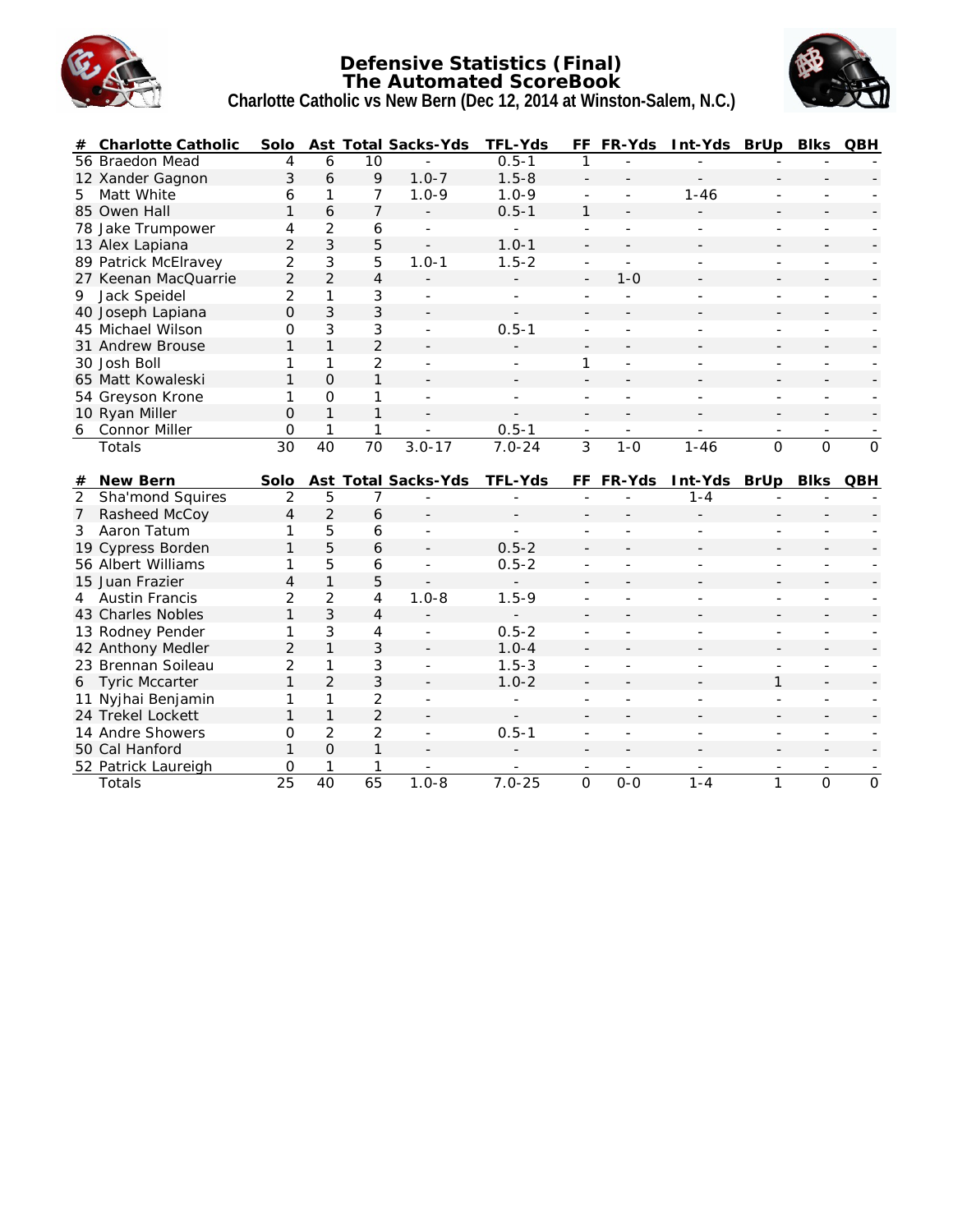# Defensive Statistics (Final)
## The Automated ScoreBook
### Charlotte Catholic vs New Bern (Dec 12, 2014 at Winston-Salem, N.C.)

| # | Charlotte Catholic | Solo | Ast | Total | Sacks-Yds | TFL-Yds | FF | FR-Yds | Int-Yds | BrUp | Blks | QBH |
|---|---|---|---|---|---|---|---|---|---|---|---|---|
| 56 | Braedon Mead | 4 | 6 | 10 | - | 0.5-1 | 1 | - | - | - | - | - |
| 12 | Xander Gagnon | 3 | 6 | 9 | 1.0-7 | 1.5-8 | - | - | - | - | - | - |
| 5 | Matt White | 6 | 1 | 7 | 1.0-9 | 1.0-9 | - | - | 1-46 | - | - | - |
| 85 | Owen Hall | 1 | 6 | 7 | - | 0.5-1 | 1 | - | - | - | - | - |
| 78 | Jake Trumpower | 4 | 2 | 6 | - | - | - | - | - | - | - | - |
| 13 | Alex Lapiana | 2 | 3 | 5 | - | 1.0-1 | - | - | - | - | - | - |
| 89 | Patrick McElravey | 2 | 3 | 5 | 1.0-1 | 1.5-2 | - | - | - | - | - | - |
| 27 | Keenan MacQuarrie | 2 | 2 | 4 | - | - | - | 1-0 | - | - | - | - |
| 9 | Jack Speidel | 2 | 1 | 3 | - | - | - | - | - | - | - | - |
| 40 | Joseph Lapiana | 0 | 3 | 3 | - | - | - | - | - | - | - | - |
| 45 | Michael Wilson | 0 | 3 | 3 | - | 0.5-1 | - | - | - | - | - | - |
| 31 | Andrew Brouse | 1 | 1 | 2 | - | - | - | - | - | - | - | - |
| 30 | Josh Boll | 1 | 1 | 2 | - | - | 1 | - | - | - | - | - |
| 65 | Matt Kowaleski | 1 | 0 | 1 | - | - | - | - | - | - | - | - |
| 54 | Greyson Krone | 1 | 0 | 1 | - | - | - | - | - | - | - | - |
| 10 | Ryan Miller | 0 | 1 | 1 | - | - | - | - | - | - | - | - |
| 6 | Connor Miller | 0 | 1 | 1 | - | 0.5-1 | - | - | - | - | - | - |
| | Totals | 30 | 40 | 70 | 3.0-17 | 7.0-24 | 3 | 1-0 | 1-46 | 0 | 0 | 0 |

| # | New Bern | Solo | Ast | Total | Sacks-Yds | TFL-Yds | FF | FR-Yds | Int-Yds | BrUp | Blks | QBH |
|---|---|---|---|---|---|---|---|---|---|---|---|---|
| 2 | Sha'mond Squires | 2 | 5 | 7 | - | - | - | - | 1-4 | - | - | - |
| 7 | Rasheed McCoy | 4 | 2 | 6 | - | - | - | - | - | - | - | - |
| 3 | Aaron Tatum | 1 | 5 | 6 | - | - | - | - | - | - | - | - |
| 19 | Cypress Borden | 1 | 5 | 6 | - | 0.5-2 | - | - | - | - | - | - |
| 56 | Albert Williams | 1 | 5 | 6 | - | 0.5-2 | - | - | - | - | - | - |
| 15 | Juan Frazier | 4 | 1 | 5 | - | - | - | - | - | - | - | - |
| 4 | Austin Francis | 2 | 2 | 4 | 1.0-8 | 1.5-9 | - | - | - | - | - | - |
| 43 | Charles Nobles | 1 | 3 | 4 | - | - | - | - | - | - | - | - |
| 13 | Rodney Pender | 1 | 3 | 4 | - | 0.5-2 | - | - | - | - | - | - |
| 42 | Anthony Medler | 2 | 1 | 3 | - | 1.0-4 | - | - | - | - | - | - |
| 23 | Brennan Soileau | 2 | 1 | 3 | - | 1.5-3 | - | - | - | - | - | - |
| 6 | Tyric Mccarter | 1 | 2 | 3 | - | 1.0-2 | - | - | - | 1 | - | - |
| 11 | Nyjhai Benjamin | 1 | 1 | 2 | - | - | - | - | - | - | - | - |
| 24 | Trekel Lockett | 1 | 1 | 2 | - | - | - | - | - | - | - | - |
| 14 | Andre Showers | 0 | 2 | 2 | - | 0.5-1 | - | - | - | - | - | - |
| 50 | Cal Hanford | 1 | 0 | 1 | - | - | - | - | - | - | - | - |
| 52 | Patrick Laureigh | 0 | 1 | 1 | - | - | - | - | - | - | - | - |
| | Totals | 25 | 40 | 65 | 1.0-8 | 7.0-25 | 0 | 0-0 | 1-4 | 1 | 0 | 0 |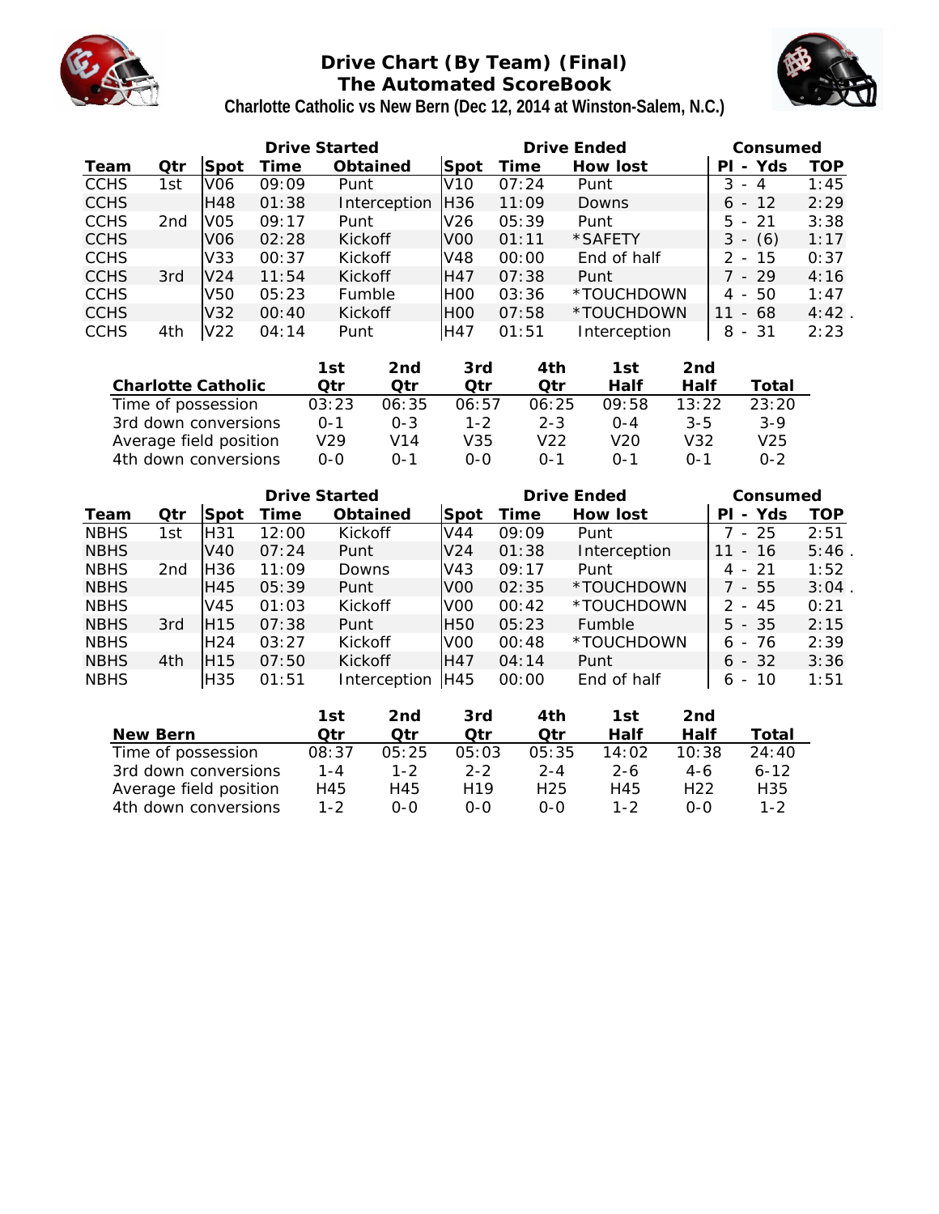# Drive Chart (By Team) (Final)
## The Automated ScoreBook
### Charlotte Catholic vs New Bern (Dec 12, 2014 at Winston-Salem, N.C.)

| | | Drive Started | | | Drive Ended | | | Consumed | |
|---|---|---|---|---|---|---|---|---|---|
| **Team** | **Qtr** | **Spot** | **Time** | **Obtained** | **Spot** | **Time** | **How lost** | **Pl - Yds** | **TOP** |
| CCHS | 1st | V06 | 09:09 | Punt | V10 | 07:24 | Punt | 3 - 4 | 1:45 |
| CCHS | | H48 | 01:38 | Interception | H36 | 11:09 | Downs | 6 - 12 | 2:29 |
| CCHS | 2nd | V05 | 09:17 | Punt | V26 | 05:39 | Punt | 5 - 21 | 3:38 |
| CCHS | | V06 | 02:28 | Kickoff | V00 | 01:11 | *SAFETY | 3 - (6) | 1:17 |
| CCHS | | V33 | 00:37 | Kickoff | V48 | 00:00 | End of half | 2 - 15 | 0:37 |
| CCHS | 3rd | V24 | 11:54 | Kickoff | H47 | 07:38 | Punt | 7 - 29 | 4:16 |
| CCHS | | V50 | 05:23 | Fumble | H00 | 03:36 | *TOUCHDOWN | 4 - 50 | 1:47 |
| CCHS | | V32 | 00:40 | Kickoff | H00 | 07:58 | *TOUCHDOWN | 11 - 68 | 4:42 . |
| CCHS | 4th | V22 | 04:14 | Punt | H47 | 01:51 | Interception | 8 - 31 | 2:23 |

| Charlotte Catholic | 1st Qtr | 2nd Qtr | 3rd Qtr | 4th Qtr | 1st Half | 2nd Half | Total |
|---|---|---|---|---|---|---|---|
| Time of possession | 03:23 | 06:35 | 06:57 | 06:25 | 09:58 | 13:22 | 23:20 |
| 3rd down conversions | 0-1 | 0-3 | 1-2 | 2-3 | 0-4 | 3-5 | 3-9 |
| Average field position | V29 | V14 | V35 | V22 | V20 | V32 | V25 |
| 4th down conversions | 0-0 | 0-1 | 0-0 | 0-1 | 0-1 | 0-1 | 0-2 |

| | | Drive Started | | | Drive Ended | | | Consumed | |
|---|---|---|---|---|---|---|---|---|---|
| **Team** | **Qtr** | **Spot** | **Time** | **Obtained** | **Spot** | **Time** | **How lost** | **Pl - Yds** | **TOP** |
| NBHS | 1st | H31 | 12:00 | Kickoff | V44 | 09:09 | Punt | 7 - 25 | 2:51 |
| NBHS | | V40 | 07:24 | Punt | V24 | 01:38 | Interception | 11 - 16 | 5:46 . |
| NBHS | 2nd | H36 | 11:09 | Downs | V43 | 09:17 | Punt | 4 - 21 | 1:52 |
| NBHS | | H45 | 05:39 | Punt | V00 | 02:35 | *TOUCHDOWN | 7 - 55 | 3:04 . |
| NBHS | | V45 | 01:03 | Kickoff | V00 | 00:42 | *TOUCHDOWN | 2 - 45 | 0:21 |
| NBHS | 3rd | H15 | 07:38 | Punt | H50 | 05:23 | Fumble | 5 - 35 | 2:15 |
| NBHS | | H24 | 03:27 | Kickoff | V00 | 00:48 | *TOUCHDOWN | 6 - 76 | 2:39 |
| NBHS | 4th | H15 | 07:50 | Kickoff | H47 | 04:14 | Punt | 6 - 32 | 3:36 |
| NBHS | | H35 | 01:51 | Interception | H45 | 00:00 | End of half | 6 - 10 | 1:51 |

| New Bern | 1st Qtr | 2nd Qtr | 3rd Qtr | 4th Qtr | 1st Half | 2nd Half | Total |
|---|---|---|---|---|---|---|---|
| Time of possession | 08:37 | 05:25 | 05:03 | 05:35 | 14:02 | 10:38 | 24:40 |
| 3rd down conversions | 1-4 | 1-2 | 2-2 | 2-4 | 2-6 | 4-6 | 6-12 |
| Average field position | H45 | H45 | H19 | H25 | H45 | H22 | H35 |
| 4th down conversions | 1-2 | 0-0 | 0-0 | 0-0 | 1-2 | 0-0 | 1-2 |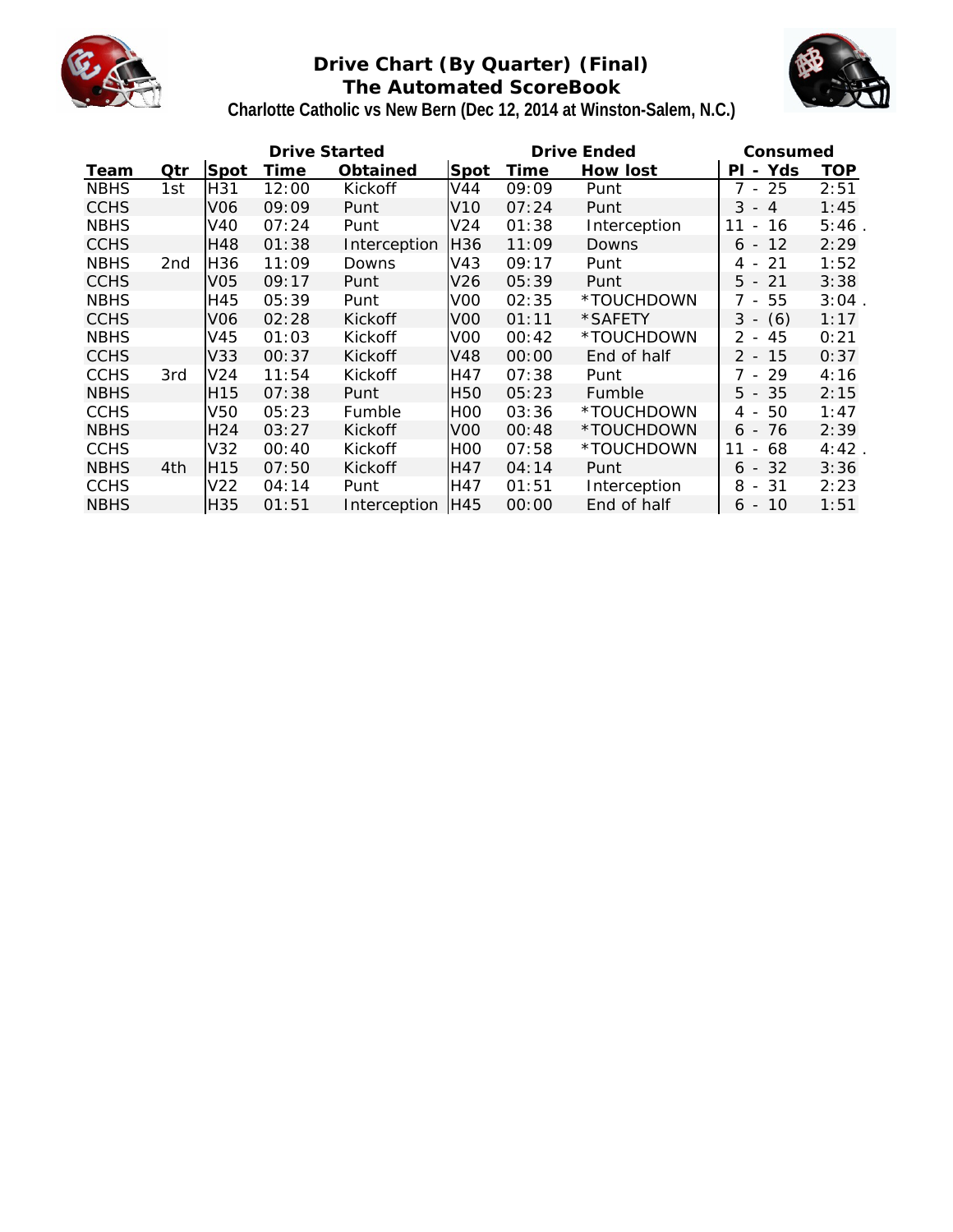# Drive Chart (By Quarter) (Final)
## The Automated ScoreBook
### Charlotte Catholic vs New Bern (Dec 12, 2014 at Winston-Salem, N.C.)

| | | Drive Started | | | Drive Ended | | | Consumed | |
|---|---|---|---|---|---|---|---|---|---|
| Team | Qtr | Spot | Time | Obtained | Spot | Time | How lost | Pl - Yds | TOP |
| NBHS | 1st | H31 | 12:00 | Kickoff | V44 | 09:09 | Punt | 7 - 25 | 2:51 |
| CCHS | | V06 | 09:09 | Punt | V10 | 07:24 | Punt | 3 - 4 | 1:45 |
| NBHS | | V40 | 07:24 | Punt | V24 | 01:38 | Interception | 11 - 16 | 5:46 . |
| CCHS | | H48 | 01:38 | Interception | H36 | 11:09 | Downs | 6 - 12 | 2:29 |
| NBHS | 2nd | H36 | 11:09 | Downs | V43 | 09:17 | Punt | 4 - 21 | 1:52 |
| CCHS | | V05 | 09:17 | Punt | V26 | 05:39 | Punt | 5 - 21 | 3:38 |
| NBHS | | H45 | 05:39 | Punt | V00 | 02:35 | *TOUCHDOWN | 7 - 55 | 3:04 . |
| CCHS | | V06 | 02:28 | Kickoff | V00 | 01:11 | *SAFETY | 3 - (6) | 1:17 |
| NBHS | | V45 | 01:03 | Kickoff | V00 | 00:42 | *TOUCHDOWN | 2 - 45 | 0:21 |
| CCHS | | V33 | 00:37 | Kickoff | V48 | 00:00 | End of half | 2 - 15 | 0:37 |
| CCHS | 3rd | V24 | 11:54 | Kickoff | H47 | 07:38 | Punt | 7 - 29 | 4:16 |
| NBHS | | H15 | 07:38 | Punt | H50 | 05:23 | Fumble | 5 - 35 | 2:15 |
| CCHS | | V50 | 05:23 | Fumble | H00 | 03:36 | *TOUCHDOWN | 4 - 50 | 1:47 |
| NBHS | | H24 | 03:27 | Kickoff | V00 | 00:48 | *TOUCHDOWN | 6 - 76 | 2:39 |
| CCHS | | V32 | 00:40 | Kickoff | H00 | 07:58 | *TOUCHDOWN | 11 - 68 | 4:42 . |
| NBHS | 4th | H15 | 07:50 | Kickoff | H47 | 04:14 | Punt | 6 - 32 | 3:36 |
| CCHS | | V22 | 04:14 | Punt | H47 | 01:51 | Interception | 8 - 31 | 2:23 |
| NBHS | | H35 | 01:51 | Interception | H45 | 00:00 | End of half | 6 - 10 | 1:51 |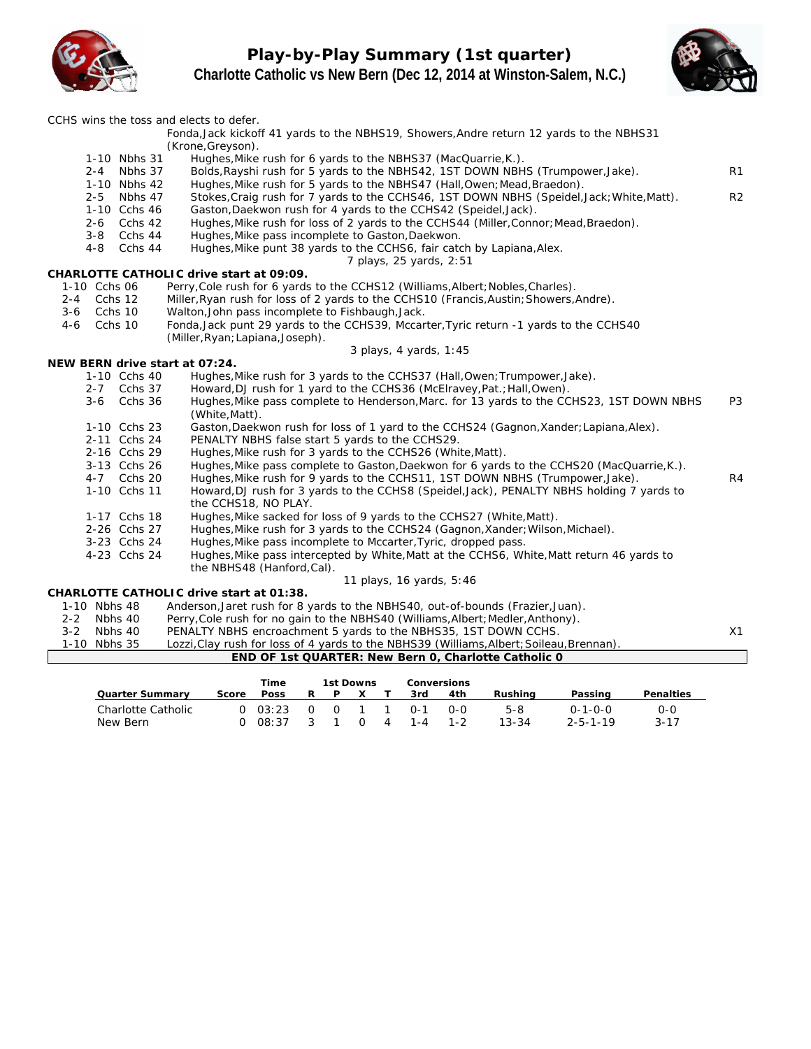# Play-by-Play Summary (1st quarter)

## Charlotte Catholic vs New Bern (Dec 12, 2014 at Winston-Salem, N.C.)

CCHS wins the toss and elects to defer.

Fonda,Jack kickoff 41 yards to the NBHS19, Showers,Andre return 12 yards to the NBHS31 (Krone,Greyson).

| Down | Spot | Play | |
|---|---|---|---|
| 1-10 | Nbhs 31 | Hughes,Mike rush for 6 yards to the NBHS37 (MacQuarrie,K.). | |
| 2-4 | Nbhs 37 | Bolds,Rayshi rush for 5 yards to the NBHS42, 1ST DOWN NBHS (Trumpower,Jake). | R1 |
| 1-10 | Nbhs 42 | Hughes,Mike rush for 5 yards to the NBHS47 (Hall,Owen;Mead,Braedon). | |
| 2-5 | Nbhs 47 | Stokes,Craig rush for 7 yards to the CCHS46, 1ST DOWN NBHS (Speidel,Jack;White,Matt). | R2 |
| 1-10 | Cchs 46 | Gaston,Daekwon rush for 4 yards to the CCHS42 (Speidel,Jack). | |
| 2-6 | Cchs 42 | Hughes,Mike rush for loss of 2 yards to the CCHS44 (Miller,Connor;Mead,Braedon). | |
| 3-8 | Cchs 44 | Hughes,Mike pass incomplete to Gaston,Daekwon. | |
| 4-8 | Cchs 44 | Hughes,Mike punt 38 yards to the CCHS6, fair catch by Lapiana,Alex. | |

7 plays, 25 yards, 2:51

**CHARLOTTE CATHOLIC drive start at 09:09.**

| Down | Spot | Play | |
|---|---|---|---|
| 1-10 | Cchs 06 | Perry,Cole rush for 6 yards to the CCHS12 (Williams,Albert;Nobles,Charles). | |
| 2-4 | Cchs 12 | Miller,Ryan rush for loss of 2 yards to the CCHS10 (Francis,Austin;Showers,Andre). | |
| 3-6 | Cchs 10 | Walton,John pass incomplete to Fishbaugh,Jack. | |
| 4-6 | Cchs 10 | Fonda,Jack punt 29 yards to the CCHS39, Mccarter,Tyric return -1 yards to the CCHS40 (Miller,Ryan;Lapiana,Joseph). | |

3 plays, 4 yards, 1:45

**NEW BERN drive start at 07:24.**

| Down | Spot | Play | |
|---|---|---|---|
| 1-10 | Cchs 40 | Hughes,Mike rush for 3 yards to the CCHS37 (Hall,Owen;Trumpower,Jake). | |
| 2-7 | Cchs 37 | Howard,DJ rush for 1 yard to the CCHS36 (McElravey,Pat.;Hall,Owen). | |
| 3-6 | Cchs 36 | Hughes,Mike pass complete to Henderson,Marc. for 13 yards to the CCHS23, 1ST DOWN NBHS (White,Matt). | P3 |
| 1-10 | Cchs 23 | Gaston,Daekwon rush for loss of 1 yard to the CCHS24 (Gagnon,Xander;Lapiana,Alex). | |
| 2-11 | Cchs 24 | PENALTY NBHS false start 5 yards to the CCHS29. | |
| 2-16 | Cchs 29 | Hughes,Mike rush for 3 yards to the CCHS26 (White,Matt). | |
| 3-13 | Cchs 26 | Hughes,Mike pass complete to Gaston,Daekwon for 6 yards to the CCHS20 (MacQuarrie,K.). | |
| 4-7 | Cchs 20 | Hughes,Mike rush for 9 yards to the CCHS11, 1ST DOWN NBHS (Trumpower,Jake). | R4 |
| 1-10 | Cchs 11 | Howard,DJ rush for 3 yards to the CCHS8 (Speidel,Jack), PENALTY NBHS holding 7 yards to the CCHS18, NO PLAY. | |
| 1-17 | Cchs 18 | Hughes,Mike sacked for loss of 9 yards to the CCHS27 (White,Matt). | |
| 2-26 | Cchs 27 | Hughes,Mike rush for 3 yards to the CCHS24 (Gagnon,Xander;Wilson,Michael). | |
| 3-23 | Cchs 24 | Hughes,Mike pass incomplete to Mccarter,Tyric, dropped pass. | |
| 4-23 | Cchs 24 | Hughes,Mike pass intercepted by White,Matt at the CCHS6, White,Matt return 46 yards to the NBHS48 (Hanford,Cal). | |

11 plays, 16 yards, 5:46

**CHARLOTTE CATHOLIC drive start at 01:38.**

| Down | Spot | Play | |
|---|---|---|---|
| 1-10 | Nbhs 48 | Anderson,Jaret rush for 8 yards to the NBHS40, out-of-bounds (Frazier,Juan). | |
| 2-2 | Nbhs 40 | Perry,Cole rush for no gain to the NBHS40 (Williams,Albert;Medler,Anthony). | |
| 3-2 | Nbhs 40 | PENALTY NBHS encroachment 5 yards to the NBHS35, 1ST DOWN CCHS. | X1 |
| 1-10 | Nbhs 35 | Lozzi,Clay rush for loss of 4 yards to the NBHS39 (Williams,Albert;Soileau,Brennan). | |

**END OF 1st QUARTER: New Bern 0, Charlotte Catholic 0**

| Quarter Summary | Score | Time Poss | 1st Downs R | P | X | T | Conversions 3rd | 4th | Rushing | Passing | Penalties |
|---|---|---|---|---|---|---|---|---|---|---|---|
| Charlotte Catholic | 0 | 03:23 | 0 | 0 | 1 | 1 | 0-1 | 0-0 | 5-8 | 0-1-0-0 | 0-0 |
| New Bern | 0 | 08:37 | 3 | 1 | 0 | 4 | 1-4 | 1-2 | 13-34 | 2-5-1-19 | 3-17 |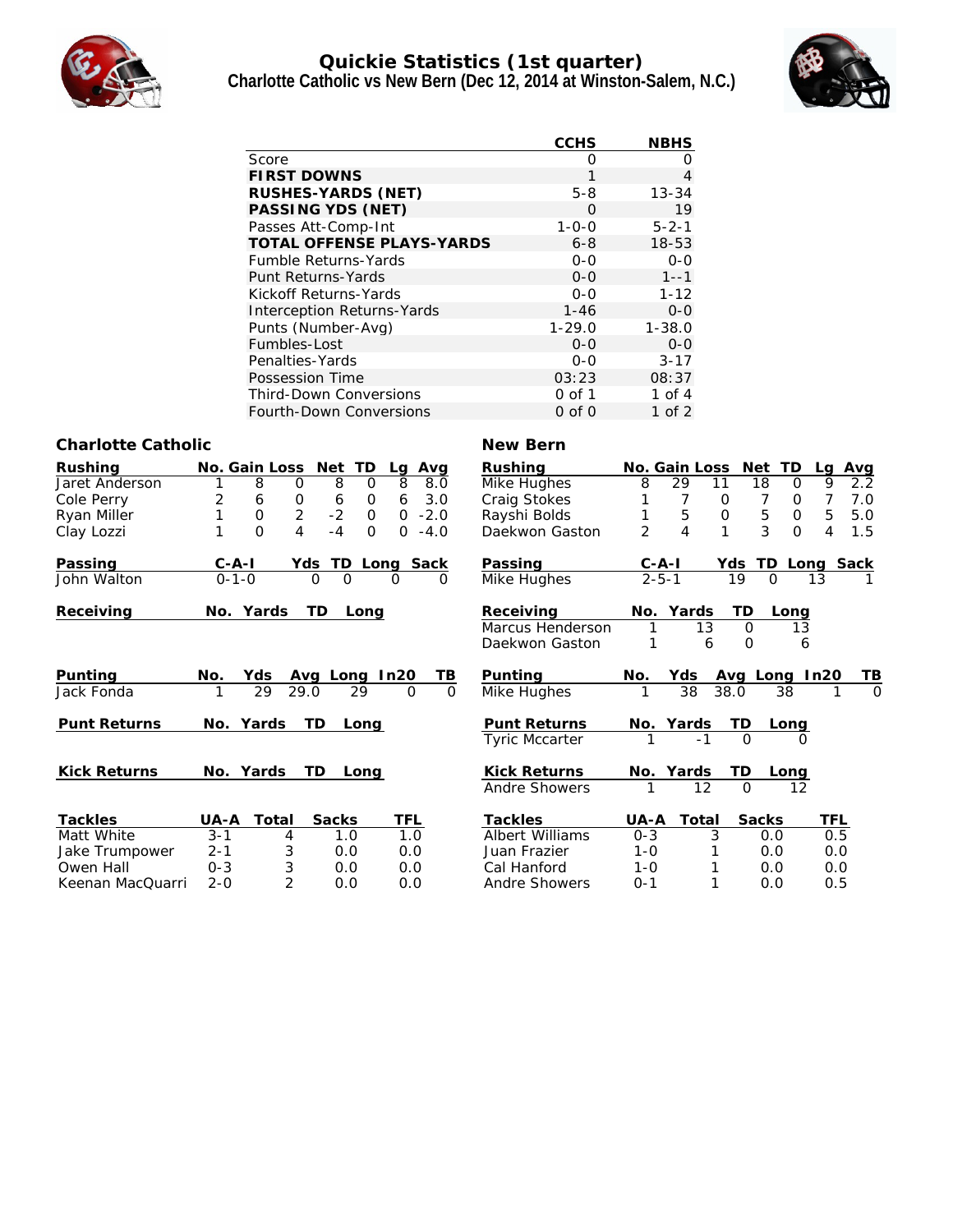# Quickie Statistics (1st quarter)

## Charlotte Catholic vs New Bern (Dec 12, 2014 at Winston-Salem, N.C.)

| | CCHS | NBHS |
|---|---|---|
| Score | 0 | 0 |
| **FIRST DOWNS** | 1 | 4 |
| **RUSHES-YARDS (NET)** | 5-8 | 13-34 |
| **PASSING YDS (NET)** | 0 | 19 |
| Passes Att-Comp-Int | 1-0-0 | 5-2-1 |
| **TOTAL OFFENSE PLAYS-YARDS** | 6-8 | 18-53 |
| Fumble Returns-Yards | 0-0 | 0-0 |
| Punt Returns-Yards | 0-0 | 1--1 |
| Kickoff Returns-Yards | 0-0 | 1-12 |
| Interception Returns-Yards | 1-46 | 0-0 |
| Punts (Number-Avg) | 1-29.0 | 1-38.0 |
| Fumbles-Lost | 0-0 | 0-0 |
| Penalties-Yards | 0-0 | 3-17 |
| Possession Time | 03:23 | 08:37 |
| Third-Down Conversions | 0 of 1 | 1 of 4 |
| Fourth-Down Conversions | 0 of 0 | 1 of 2 |

### Charlotte Catholic

| Rushing | No. | Gain | Loss | Net | TD | Lg | Avg |
|---|---|---|---|---|---|---|---|
| Jaret Anderson | 1 | 8 | 0 | 8 | 0 | 8 | 8.0 |
| Cole Perry | 2 | 6 | 0 | 6 | 0 | 6 | 3.0 |
| Ryan Miller | 1 | 0 | 2 | -2 | 0 | 0 | -2.0 |
| Clay Lozzi | 1 | 0 | 4 | -4 | 0 | 0 | -4.0 |

| Passing | C-A-I | Yds | TD | Long | Sack |
|---|---|---|---|---|---|
| John Walton | 0-1-0 | 0 | 0 | 0 | 0 |

| Receiving | No. | Yards | TD | Long |
|---|---|---|---|---|

| Punting | No. | Yds | Avg | Long | In20 | TB |
|---|---|---|---|---|---|---|
| Jack Fonda | 1 | 29 | 29.0 | 29 | 0 | 0 |

| Punt Returns | No. | Yards | TD | Long |
|---|---|---|---|---|

| Kick Returns | No. | Yards | TD | Long |
|---|---|---|---|---|

| Tackles | UA-A | Total | Sacks | TFL |
|---|---|---|---|---|
| Matt White | 3-1 | 4 | 1.0 | 1.0 |
| Jake Trumpower | 2-1 | 3 | 0.0 | 0.0 |
| Owen Hall | 0-3 | 3 | 0.0 | 0.0 |
| Keenan MacQuarri | 2-0 | 2 | 0.0 | 0.0 |

### New Bern

| Rushing | No. | Gain | Loss | Net | TD | Lg | Avg |
|---|---|---|---|---|---|---|---|
| Mike Hughes | 8 | 29 | 11 | 18 | 0 | 9 | 2.2 |
| Craig Stokes | 1 | 7 | 0 | 7 | 0 | 7 | 7.0 |
| Rayshi Bolds | 1 | 5 | 0 | 5 | 0 | 5 | 5.0 |
| Daekwon Gaston | 2 | 4 | 1 | 3 | 0 | 4 | 1.5 |

| Passing | C-A-I | Yds | TD | Long | Sack |
|---|---|---|---|---|---|
| Mike Hughes | 2-5-1 | 19 | 0 | 13 | 1 |

| Receiving | No. | Yards | TD | Long |
|---|---|---|---|---|
| Marcus Henderson | 1 | 13 | 0 | 13 |
| Daekwon Gaston | 1 | 6 | 0 | 6 |

| Punting | No. | Yds | Avg | Long | In20 | TB |
|---|---|---|---|---|---|---|
| Mike Hughes | 1 | 38 | 38.0 | 38 | 1 | 0 |

| Punt Returns | No. | Yards | TD | Long |
|---|---|---|---|---|
| Tyric Mccarter | 1 | -1 | 0 | 0 |

| Kick Returns | No. | Yards | TD | Long |
|---|---|---|---|---|
| Andre Showers | 1 | 12 | 0 | 12 |

| Tackles | UA-A | Total | Sacks | TFL |
|---|---|---|---|---|
| Albert Williams | 0-3 | 3 | 0.0 | 0.5 |
| Juan Frazier | 1-0 | 1 | 0.0 | 0.0 |
| Cal Hanford | 1-0 | 1 | 0.0 | 0.0 |
| Andre Showers | 0-1 | 1 | 0.0 | 0.5 |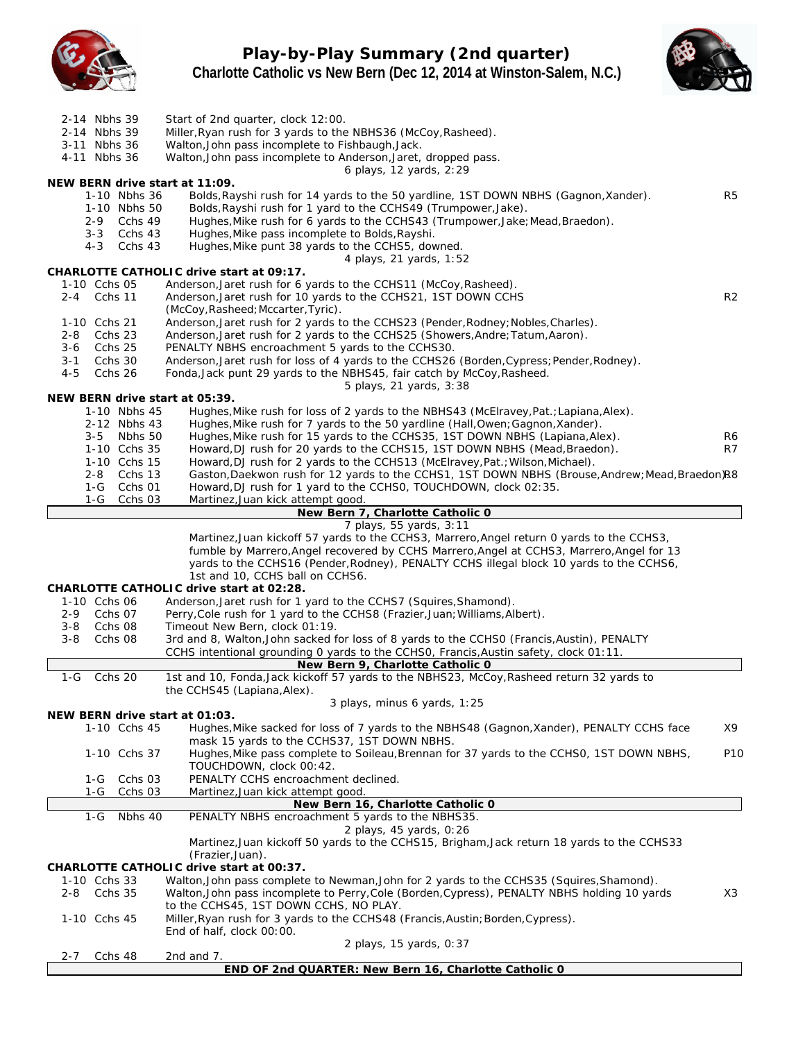# Play-by-Play Summary (2nd quarter)

## Charlotte Catholic vs New Bern (Dec 12, 2014 at Winston-Salem, N.C.)

| Down | Spot | Play | |
|---|---|---|---|
| 2-14 | Nbhs 39 | Start of 2nd quarter, clock 12:00. | |
| 2-14 | Nbhs 39 | Miller,Ryan rush for 3 yards to the NBHS36 (McCoy,Rasheed). | |
| 3-11 | Nbhs 36 | Walton,John pass incomplete to Fishbaugh,Jack. | |
| 4-11 | Nbhs 36 | Walton,John pass incomplete to Anderson,Jaret, dropped pass. | |
| | | 6 plays, 12 yards, 2:29 | |

**NEW BERN drive start at 11:09.**

| Down | Spot | Play | |
|---|---|---|---|
| 1-10 | Nbhs 36 | Bolds,Rayshi rush for 14 yards to the 50 yardline, 1ST DOWN NBHS (Gagnon,Xander). | R5 |
| 1-10 | Nbhs 50 | Bolds,Rayshi rush for 1 yard to the CCHS49 (Trumpower,Jake). | |
| 2-9 | Cchs 49 | Hughes,Mike rush for 6 yards to the CCHS43 (Trumpower,Jake;Mead,Braedon). | |
| 3-3 | Cchs 43 | Hughes,Mike pass incomplete to Bolds,Rayshi. | |
| 4-3 | Cchs 43 | Hughes,Mike punt 38 yards to the CCHS5, downed. | |
| | | 4 plays, 21 yards, 1:52 | |

**CHARLOTTE CATHOLIC drive start at 09:17.**

| Down | Spot | Play | |
|---|---|---|---|
| 1-10 | Cchs 05 | Anderson,Jaret rush for 6 yards to the CCHS11 (McCoy,Rasheed). | |
| 2-4 | Cchs 11 | Anderson,Jaret rush for 10 yards to the CCHS21, 1ST DOWN CCHS (McCoy,Rasheed;Mccarter,Tyric). | R2 |
| 1-10 | Cchs 21 | Anderson,Jaret rush for 2 yards to the CCHS23 (Pender,Rodney;Nobles,Charles). | |
| 2-8 | Cchs 23 | Anderson,Jaret rush for 2 yards to the CCHS25 (Showers,Andre;Tatum,Aaron). | |
| 3-6 | Cchs 25 | PENALTY NBHS encroachment 5 yards to the CCHS30. | |
| 3-1 | Cchs 30 | Anderson,Jaret rush for loss of 4 yards to the CCHS26 (Borden,Cypress;Pender,Rodney). | |
| 4-5 | Cchs 26 | Fonda,Jack punt 29 yards to the NBHS45, fair catch by McCoy,Rasheed. | |
| | | 5 plays, 21 yards, 3:38 | |

**NEW BERN drive start at 05:39.**

| Down | Spot | Play | |
|---|---|---|---|
| 1-10 | Nbhs 45 | Hughes,Mike rush for loss of 2 yards to the NBHS43 (McElravey,Pat.;Lapiana,Alex). | |
| 2-12 | Nbhs 43 | Hughes,Mike rush for 7 yards to the 50 yardline (Hall,Owen;Gagnon,Xander). | |
| 3-5 | Nbhs 50 | Hughes,Mike rush for 15 yards to the CCHS35, 1ST DOWN NBHS (Lapiana,Alex). | R6 |
| 1-10 | Cchs 35 | Howard,DJ rush for 20 yards to the CCHS15, 1ST DOWN NBHS (Mead,Braedon). | R7 |
| 1-10 | Cchs 15 | Howard,DJ rush for 2 yards to the CCHS13 (McElravey,Pat.;Wilson,Michael). | |
| 2-8 | Cchs 13 | Gaston,Daekwon rush for 12 yards to the CCHS1, 1ST DOWN NBHS (Brouse,Andrew;Mead,Braedon). | R8 |
| 1-G | Cchs 01 | Howard,DJ rush for 1 yard to the CCHS0, TOUCHDOWN, clock 02:35. | |
| 1-G | Cchs 03 | Martinez,Juan kick attempt good. | |

**New Bern 7, Charlotte Catholic 0**

7 plays, 55 yards, 3:11

Martinez,Juan kickoff 57 yards to the CCHS3, Marrero,Angel return 0 yards to the CCHS3, fumble by Marrero,Angel recovered by CCHS Marrero,Angel at CCHS3, Marrero,Angel for 13 yards to the CCHS16 (Pender,Rodney), PENALTY CCHS illegal block 10 yards to the CCHS6, 1st and 10, CCHS ball on CCHS6.

**CHARLOTTE CATHOLIC drive start at 02:28.**

| Down | Spot | Play | |
|---|---|---|---|
| 1-10 | Cchs 06 | Anderson,Jaret rush for 1 yard to the CCHS7 (Squires,Shamond). | |
| 2-9 | Cchs 07 | Perry,Cole rush for 1 yard to the CCHS8 (Frazier,Juan;Williams,Albert). | |
| 3-8 | Cchs 08 | Timeout New Bern, clock 01:19. | |
| 3-8 | Cchs 08 | 3rd and 8, Walton,John sacked for loss of 8 yards to the CCHS0 (Francis,Austin), PENALTY CCHS intentional grounding 0 yards to the CCHS0, Francis,Austin safety, clock 01:11. | |

**New Bern 9, Charlotte Catholic 0**

| Down | Spot | Play | |
|---|---|---|---|
| 1-G | Cchs 20 | 1st and 10, Fonda,Jack kickoff 57 yards to the NBHS23, McCoy,Rasheed return 32 yards to the CCHS45 (Lapiana,Alex). | |
| | | 3 plays, minus 6 yards, 1:25 | |

**NEW BERN drive start at 01:03.**

| Down | Spot | Play | |
|---|---|---|---|
| 1-10 | Cchs 45 | Hughes,Mike sacked for loss of 7 yards to the NBHS48 (Gagnon,Xander), PENALTY CCHS face mask 15 yards to the CCHS37, 1ST DOWN NBHS. | X9 |
| 1-10 | Cchs 37 | Hughes,Mike pass complete to Soileau,Brennan for 37 yards to the CCHS0, 1ST DOWN NBHS, TOUCHDOWN, clock 00:42. | P10 |
| 1-G | Cchs 03 | PENALTY CCHS encroachment declined. | |
| 1-G | Cchs 03 | Martinez,Juan kick attempt good. | |

**New Bern 16, Charlotte Catholic 0**

| Down | Spot | Play | |
|---|---|---|---|
| 1-G | Nbhs 40 | PENALTY NBHS encroachment 5 yards to the NBHS35. | |
| | | 2 plays, 45 yards, 0:26 | |
| | | Martinez,Juan kickoff 50 yards to the CCHS15, Brigham,Jack return 18 yards to the CCHS33 (Frazier,Juan). | |

**CHARLOTTE CATHOLIC drive start at 00:37.**

| Down | Spot | Play | |
|---|---|---|---|
| 1-10 | Cchs 33 | Walton,John pass complete to Newman,John for 2 yards to the CCHS35 (Squires,Shamond). | |
| 2-8 | Cchs 35 | Walton,John pass incomplete to Perry,Cole (Borden,Cypress), PENALTY NBHS holding 10 yards to the CCHS45, 1ST DOWN CCHS, NO PLAY. | X3 |
| 1-10 | Cchs 45 | Miller,Ryan rush for 3 yards to the CCHS48 (Francis,Austin;Borden,Cypress). End of half, clock 00:00. | |
| | | 2 plays, 15 yards, 0:37 | |
| 2-7 | Cchs 48 | 2nd and 7. | |

**END OF 2nd QUARTER: New Bern 16, Charlotte Catholic 0**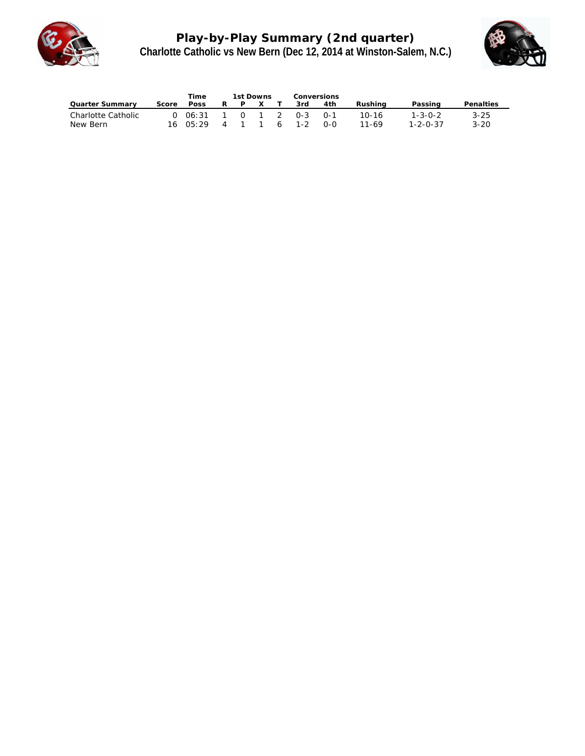# Play-by-Play Summary (2nd quarter)

## Charlotte Catholic vs New Bern (Dec 12, 2014 at Winston-Salem, N.C.)

| Quarter Summary | Score | Time Poss | 1st Downs R | P | X | T | Conversions 3rd | 4th | Rushing | Passing | Penalties |
|---|---|---|---|---|---|---|---|---|---|---|---|
| Charlotte Catholic | 0 | 06:31 | 1 | 0 | 1 | 2 | 0-3 | 0-1 | 10-16 | 1-3-0-2 | 3-25 |
| New Bern | 16 | 05:29 | 4 | 1 | 1 | 6 | 1-2 | 0-0 | 11-69 | 1-2-0-37 | 3-20 |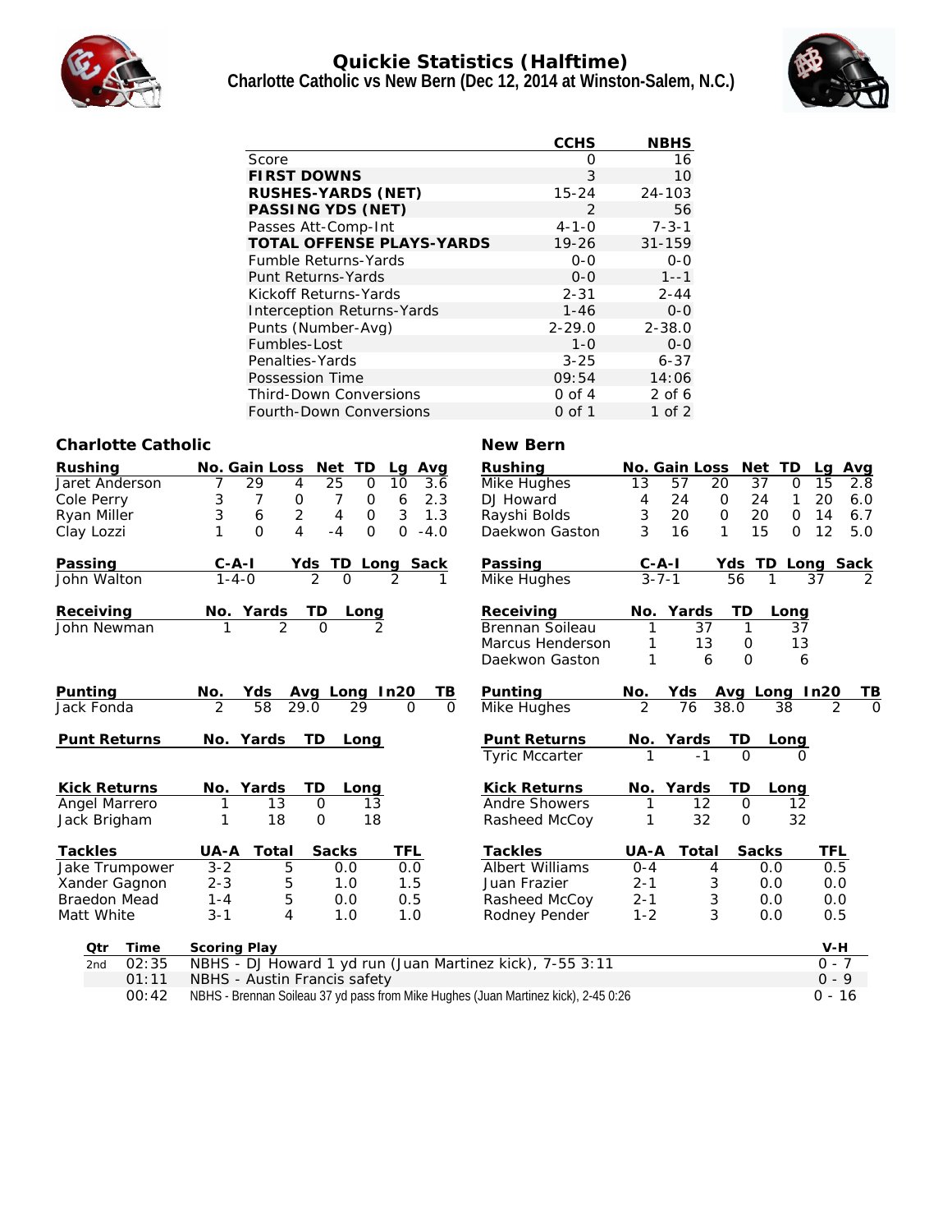# Quickie Statistics (Halftime)

## Charlotte Catholic vs New Bern (Dec 12, 2014 at Winston-Salem, N.C.)

| | CCHS | NBHS |
|---|---|---|
| Score | 0 | 16 |
| **FIRST DOWNS** | 3 | 10 |
| **RUSHES-YARDS (NET)** | 15-24 | 24-103 |
| **PASSING YDS (NET)** | 2 | 56 |
| Passes Att-Comp-Int | 4-1-0 | 7-3-1 |
| **TOTAL OFFENSE PLAYS-YARDS** | 19-26 | 31-159 |
| Fumble Returns-Yards | 0-0 | 0-0 |
| Punt Returns-Yards | 0-0 | 1--1 |
| Kickoff Returns-Yards | 2-31 | 2-44 |
| Interception Returns-Yards | 1-46 | 0-0 |
| Punts (Number-Avg) | 2-29.0 | 2-38.0 |
| Fumbles-Lost | 1-0 | 0-0 |
| Penalties-Yards | 3-25 | 6-37 |
| Possession Time | 09:54 | 14:06 |
| Third-Down Conversions | 0 of 4 | 2 of 6 |
| Fourth-Down Conversions | 0 of 1 | 1 of 2 |

### Charlotte Catholic

| Rushing | No. | Gain | Loss | Net | TD | Lg | Avg |
|---|---|---|---|---|---|---|---|
| Jaret Anderson | 7 | 29 | 4 | 25 | 0 | 10 | 3.6 |
| Cole Perry | 3 | 7 | 0 | 7 | 0 | 6 | 2.3 |
| Ryan Miller | 3 | 6 | 2 | 4 | 0 | 3 | 1.3 |
| Clay Lozzi | 1 | 0 | 4 | -4 | 0 | 0 | -4.0 |

| Passing | C-A-I | Yds | TD | Long | Sack |
|---|---|---|---|---|---|
| John Walton | 1-4-0 | 2 | 0 | 2 | 1 |

| Receiving | No. | Yards | TD | Long |
|---|---|---|---|---|
| John Newman | 1 | 2 | 0 | 2 |

| Punting | No. | Yds | Avg | Long | In20 | TB |
|---|---|---|---|---|---|---|
| Jack Fonda | 2 | 58 | 29.0 | 29 | 0 | 0 |

| Punt Returns | No. | Yards | TD | Long |
|---|---|---|---|---|

| Kick Returns | No. | Yards | TD | Long |
|---|---|---|---|---|
| Angel Marrero | 1 | 13 | 0 | 13 |
| Jack Brigham | 1 | 18 | 0 | 18 |

| Tackles | UA-A | Total | Sacks | TFL |
|---|---|---|---|---|
| Jake Trumpower | 3-2 | 5 | 0.0 | 0.0 |
| Xander Gagnon | 2-3 | 5 | 1.0 | 1.5 |
| Braedon Mead | 1-4 | 5 | 0.0 | 0.5 |
| Matt White | 3-1 | 4 | 1.0 | 1.0 |

### New Bern

| Rushing | No. | Gain | Loss | Net | TD | Lg | Avg |
|---|---|---|---|---|---|---|---|
| Mike Hughes | 13 | 57 | 20 | 37 | 0 | 15 | 2.8 |
| DJ Howard | 4 | 24 | 0 | 24 | 1 | 20 | 6.0 |
| Rayshi Bolds | 3 | 20 | 0 | 20 | 0 | 14 | 6.7 |
| Daekwon Gaston | 3 | 16 | 1 | 15 | 0 | 12 | 5.0 |

| Passing | C-A-I | Yds | TD | Long | Sack |
|---|---|---|---|---|---|
| Mike Hughes | 3-7-1 | 56 | 1 | 37 | 2 |

| Receiving | No. | Yards | TD | Long |
|---|---|---|---|---|
| Brennan Soileau | 1 | 37 | 1 | 37 |
| Marcus Henderson | 1 | 13 | 0 | 13 |
| Daekwon Gaston | 1 | 6 | 0 | 6 |

| Punting | No. | Yds | Avg | Long | In20 | TB |
|---|---|---|---|---|---|---|
| Mike Hughes | 2 | 76 | 38.0 | 38 | 2 | 0 |

| Punt Returns | No. | Yards | TD | Long |
|---|---|---|---|---|
| Tyric Mccarter | 1 | -1 | 0 | 0 |

| Kick Returns | No. | Yards | TD | Long |
|---|---|---|---|---|
| Andre Showers | 1 | 12 | 0 | 12 |
| Rasheed McCoy | 1 | 32 | 0 | 32 |

| Tackles | UA-A | Total | Sacks | TFL |
|---|---|---|---|---|
| Albert Williams | 0-4 | 4 | 0.0 | 0.5 |
| Juan Frazier | 2-1 | 3 | 0.0 | 0.0 |
| Rasheed McCoy | 2-1 | 3 | 0.0 | 0.0 |
| Rodney Pender | 1-2 | 3 | 0.0 | 0.5 |

| Qtr | Time | Scoring Play | V-H |
|---|---|---|---|
| 2nd | 02:35 | NBHS - DJ Howard 1 yd run (Juan Martinez kick), 7-55 3:11 | 0 - 7 |
| | 01:11 | NBHS - Austin Francis safety | 0 - 9 |
| | 00:42 | NBHS - Brennan Soileau 37 yd pass from Mike Hughes (Juan Martinez kick), 2-45 0:26 | 0 - 16 |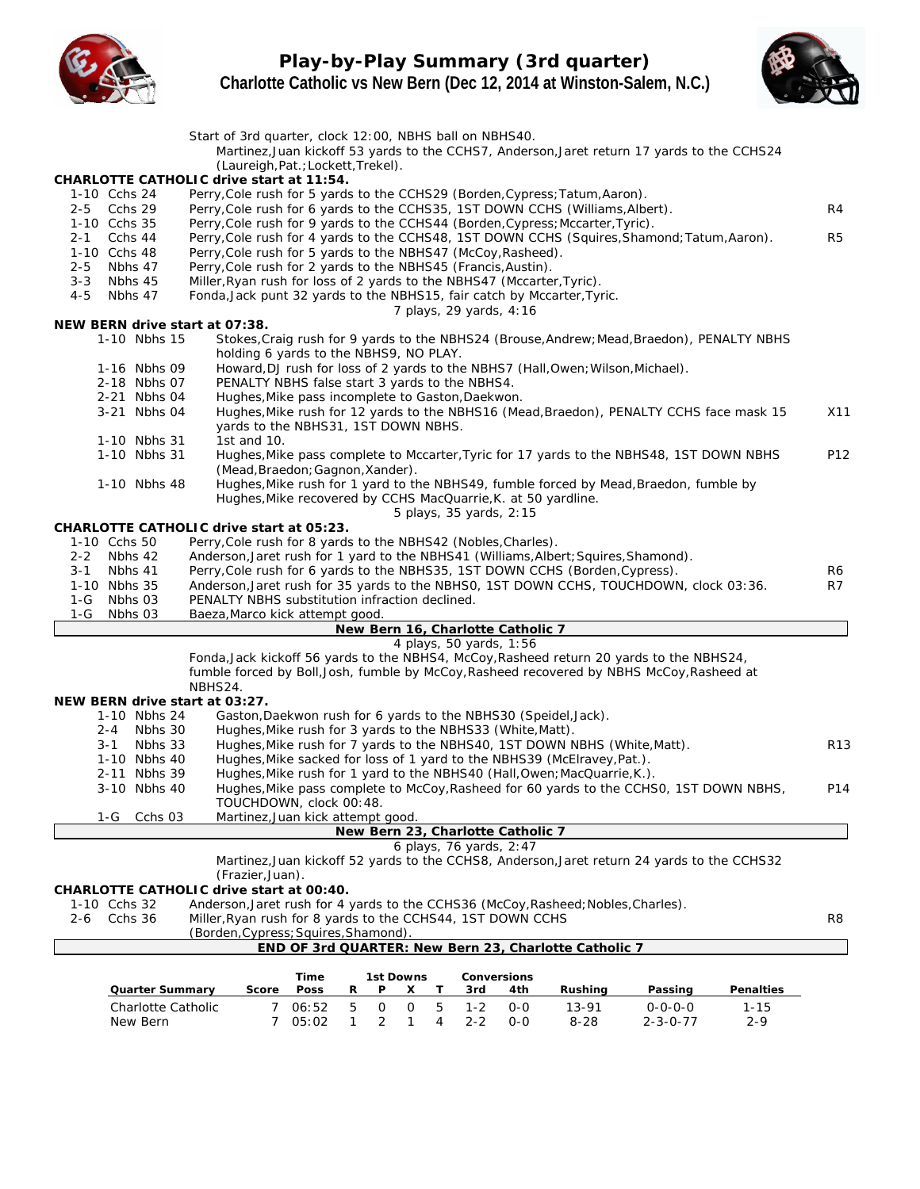# Play-by-Play Summary (3rd quarter)

## Charlotte Catholic vs New Bern (Dec 12, 2014 at Winston-Salem, N.C.)

Start of 3rd quarter, clock 12:00, NBHS ball on NBHS40.
Martinez,Juan kickoff 53 yards to the CCHS7, Anderson,Jaret return 17 yards to the CCHS24 (Laureigh,Pat.;Lockett,Trekel).

**CHARLOTTE CATHOLIC drive start at 11:54.**

| Down | Spot | Play | |
|---|---|---|---|
| 1-10 | Cchs 24 | Perry,Cole rush for 5 yards to the CCHS29 (Borden,Cypress;Tatum,Aaron). | |
| 2-5 | Cchs 29 | Perry,Cole rush for 6 yards to the CCHS35, 1ST DOWN CCHS (Williams,Albert). | R4 |
| 1-10 | Cchs 35 | Perry,Cole rush for 9 yards to the CCHS44 (Borden,Cypress;Mccarter,Tyric). | |
| 2-1 | Cchs 44 | Perry,Cole rush for 4 yards to the CCHS48, 1ST DOWN CCHS (Squires,Shamond;Tatum,Aaron). | R5 |
| 1-10 | Cchs 48 | Perry,Cole rush for 5 yards to the NBHS47 (McCoy,Rasheed). | |
| 2-5 | Nbhs 47 | Perry,Cole rush for 2 yards to the NBHS45 (Francis,Austin). | |
| 3-3 | Nbhs 45 | Miller,Ryan rush for loss of 2 yards to the NBHS47 (Mccarter,Tyric). | |
| 4-5 | Nbhs 47 | Fonda,Jack punt 32 yards to the NBHS15, fair catch by Mccarter,Tyric. | |

7 plays, 29 yards, 4:16

**NEW BERN drive start at 07:38.**

| Down | Spot | Play | |
|---|---|---|---|
| 1-10 | Nbhs 15 | Stokes,Craig rush for 9 yards to the NBHS24 (Brouse,Andrew;Mead,Braedon), PENALTY NBHS holding 6 yards to the NBHS9, NO PLAY. | |
| 1-16 | Nbhs 09 | Howard,DJ rush for loss of 2 yards to the NBHS7 (Hall,Owen;Wilson,Michael). | |
| 2-18 | Nbhs 07 | PENALTY NBHS false start 3 yards to the NBHS4. | |
| 2-21 | Nbhs 04 | Hughes,Mike pass incomplete to Gaston,Daekwon. | |
| 3-21 | Nbhs 04 | Hughes,Mike rush for 12 yards to the NBHS16 (Mead,Braedon), PENALTY CCHS face mask 15 yards to the NBHS31, 1ST DOWN NBHS. | X11 |
| 1-10 | Nbhs 31 | 1st and 10. | |
| 1-10 | Nbhs 31 | Hughes,Mike pass complete to Mccarter,Tyric for 17 yards to the NBHS48, 1ST DOWN NBHS (Mead,Braedon;Gagnon,Xander). | P12 |
| 1-10 | Nbhs 48 | Hughes,Mike rush for 1 yard to the NBHS49, fumble forced by Mead,Braedon, fumble by Hughes,Mike recovered by CCHS MacQuarrie,K. at 50 yardline. | |

5 plays, 35 yards, 2:15

**CHARLOTTE CATHOLIC drive start at 05:23.**

| Down | Spot | Play | |
|---|---|---|---|
| 1-10 | Cchs 50 | Perry,Cole rush for 8 yards to the NBHS42 (Nobles,Charles). | |
| 2-2 | Nbhs 42 | Anderson,Jaret rush for 1 yard to the NBHS41 (Williams,Albert;Squires,Shamond). | |
| 3-1 | Nbhs 41 | Perry,Cole rush for 6 yards to the NBHS35, 1ST DOWN CCHS (Borden,Cypress). | R6 |
| 1-10 | Nbhs 35 | Anderson,Jaret rush for 35 yards to the NBHS0, 1ST DOWN CCHS, TOUCHDOWN, clock 03:36. | R7 |
| 1-G | Nbhs 03 | PENALTY NBHS substitution infraction declined. | |
| 1-G | Nbhs 03 | Baeza,Marco kick attempt good. | |

**New Bern 16, Charlotte Catholic 7**

4 plays, 50 yards, 1:56

Fonda,Jack kickoff 56 yards to the NBHS4, McCoy,Rasheed return 20 yards to the NBHS24, fumble forced by Boll,Josh, fumble by McCoy,Rasheed recovered by NBHS McCoy,Rasheed at NBHS24.

**NEW BERN drive start at 03:27.**

| Down | Spot | Play | |
|---|---|---|---|
| 1-10 | Nbhs 24 | Gaston,Daekwon rush for 6 yards to the NBHS30 (Speidel,Jack). | |
| 2-4 | Nbhs 30 | Hughes,Mike rush for 3 yards to the NBHS33 (White,Matt). | |
| 3-1 | Nbhs 33 | Hughes,Mike rush for 7 yards to the NBHS40, 1ST DOWN NBHS (White,Matt). | R13 |
| 1-10 | Nbhs 40 | Hughes,Mike sacked for loss of 1 yard to the NBHS39 (McElravey,Pat.). | |
| 2-11 | Nbhs 39 | Hughes,Mike rush for 1 yard to the NBHS40 (Hall,Owen;MacQuarrie,K.). | |
| 3-10 | Nbhs 40 | Hughes,Mike pass complete to McCoy,Rasheed for 60 yards to the CCHS0, 1ST DOWN NBHS, TOUCHDOWN, clock 00:48. | P14 |
| 1-G | Cchs 03 | Martinez,Juan kick attempt good. | |

**New Bern 23, Charlotte Catholic 7**

6 plays, 76 yards, 2:47

Martinez,Juan kickoff 52 yards to the CCHS8, Anderson,Jaret return 24 yards to the CCHS32 (Frazier,Juan).

**CHARLOTTE CATHOLIC drive start at 00:40.**

| Down | Spot | Play | |
|---|---|---|---|
| 1-10 | Cchs 32 | Anderson,Jaret rush for 4 yards to the CCHS36 (McCoy,Rasheed;Nobles,Charles). | |
| 2-6 | Cchs 36 | Miller,Ryan rush for 8 yards to the CCHS44, 1ST DOWN CCHS (Borden,Cypress;Squires,Shamond). | R8 |

**END OF 3rd QUARTER: New Bern 23, Charlotte Catholic 7**

| Quarter Summary | Score | Time Poss | 1st Downs R | P | X | T | Conversions 3rd | 4th | Rushing | Passing | Penalties |
|---|---|---|---|---|---|---|---|---|---|---|---|
| Charlotte Catholic | 7 | 06:52 | 5 | 0 | 0 | 5 | 1-2 | 0-0 | 13-91 | 0-0-0-0 | 1-15 |
| New Bern | 7 | 05:02 | 1 | 2 | 1 | 4 | 2-2 | 0-0 | 8-28 | 2-3-0-77 | 2-9 |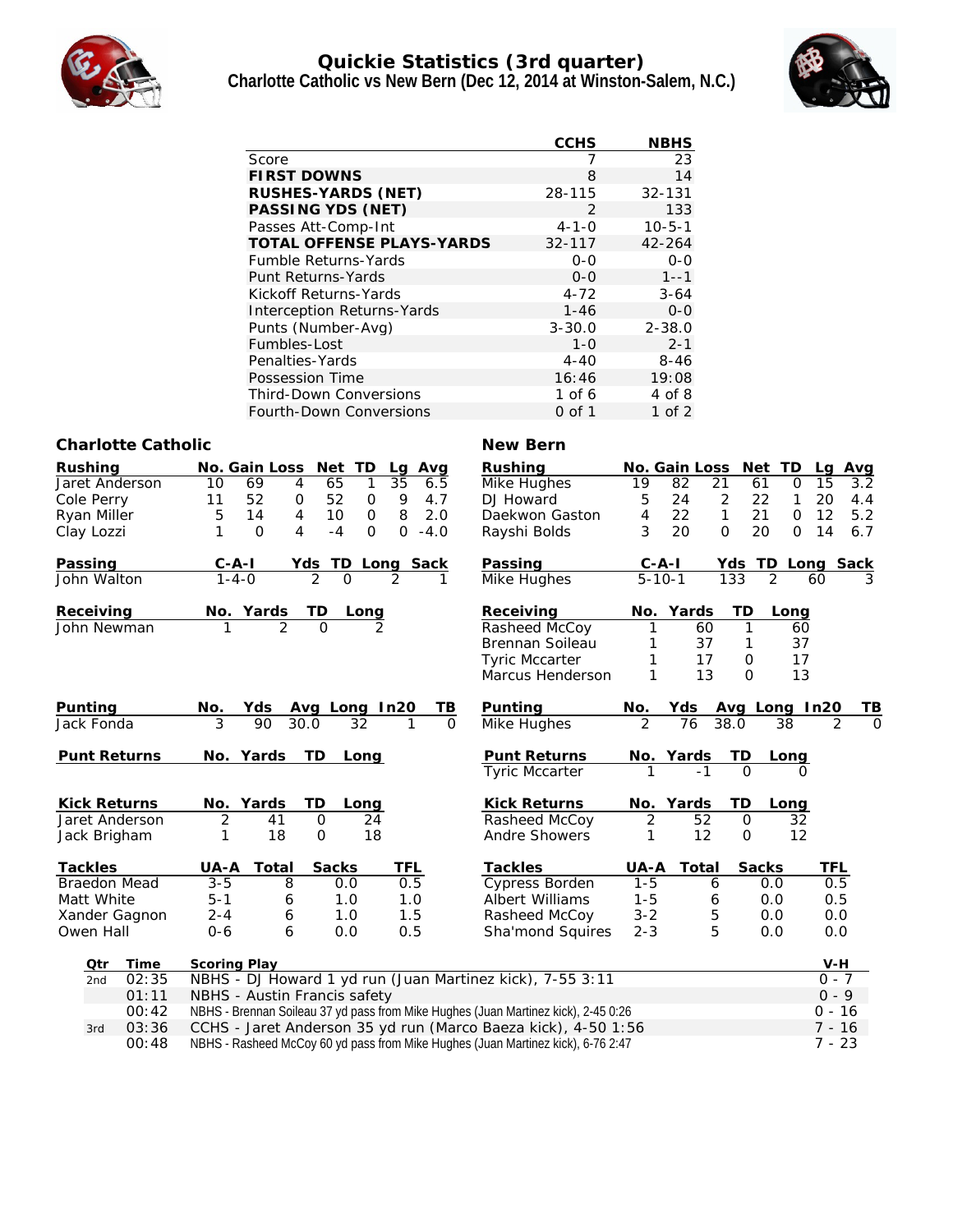# Quickie Statistics (3rd quarter)

## Charlotte Catholic vs New Bern (Dec 12, 2014 at Winston-Salem, N.C.)

| | CCHS | NBHS |
|---|---|---|
| Score | 7 | 23 |
| **FIRST DOWNS** | 8 | 14 |
| **RUSHES-YARDS (NET)** | 28-115 | 32-131 |
| **PASSING YDS (NET)** | 2 | 133 |
| Passes Att-Comp-Int | 4-1-0 | 10-5-1 |
| **TOTAL OFFENSE PLAYS-YARDS** | 32-117 | 42-264 |
| Fumble Returns-Yards | 0-0 | 0-0 |
| Punt Returns-Yards | 0-0 | 1--1 |
| Kickoff Returns-Yards | 4-72 | 3-64 |
| Interception Returns-Yards | 1-46 | 0-0 |
| Punts (Number-Avg) | 3-30.0 | 2-38.0 |
| Fumbles-Lost | 1-0 | 2-1 |
| Penalties-Yards | 4-40 | 8-46 |
| Possession Time | 16:46 | 19:08 |
| Third-Down Conversions | 1 of 6 | 4 of 8 |
| Fourth-Down Conversions | 0 of 1 | 1 of 2 |

### Charlotte Catholic

| Rushing | No. | Gain | Loss | Net | TD | Lg | Avg |
|---|---|---|---|---|---|---|---|
| Jaret Anderson | 10 | 69 | 4 | 65 | 1 | 35 | 6.5 |
| Cole Perry | 11 | 52 | 0 | 52 | 0 | 9 | 4.7 |
| Ryan Miller | 5 | 14 | 4 | 10 | 0 | 8 | 2.0 |
| Clay Lozzi | 1 | 0 | 4 | -4 | 0 | 0 | -4.0 |

| Passing | C-A-I | Yds | TD | Long | Sack |
|---|---|---|---|---|---|
| John Walton | 1-4-0 | 2 | 0 | 2 | 1 |

| Receiving | No. | Yards | TD | Long |
|---|---|---|---|---|
| John Newman | 1 | 2 | 0 | 2 |

| Punting | No. | Yds | Avg | Long | In20 | TB |
|---|---|---|---|---|---|---|
| Jack Fonda | 3 | 90 | 30.0 | 32 | 1 | 0 |

| Punt Returns | No. | Yards | TD | Long |
|---|---|---|---|---|

| Kick Returns | No. | Yards | TD | Long |
|---|---|---|---|---|
| Jaret Anderson | 2 | 41 | 0 | 24 |
| Jack Brigham | 1 | 18 | 0 | 18 |

| Tackles | UA-A | Total | Sacks | TFL |
|---|---|---|---|---|
| Braedon Mead | 3-5 | 8 | 0.0 | 0.5 |
| Matt White | 5-1 | 6 | 1.0 | 1.0 |
| Xander Gagnon | 2-4 | 6 | 1.0 | 1.5 |
| Owen Hall | 0-6 | 6 | 0.0 | 0.5 |

### New Bern

| Rushing | No. | Gain | Loss | Net | TD | Lg | Avg |
|---|---|---|---|---|---|---|---|
| Mike Hughes | 19 | 82 | 21 | 61 | 0 | 15 | 3.2 |
| DJ Howard | 5 | 24 | 2 | 22 | 1 | 20 | 4.4 |
| Daekwon Gaston | 4 | 22 | 1 | 21 | 0 | 12 | 5.2 |
| Rayshi Bolds | 3 | 20 | 0 | 20 | 0 | 14 | 6.7 |

| Passing | C-A-I | Yds | TD | Long | Sack |
|---|---|---|---|---|---|
| Mike Hughes | 5-10-1 | 133 | 2 | 60 | 3 |

| Receiving | No. | Yards | TD | Long |
|---|---|---|---|---|
| Rasheed McCoy | 1 | 60 | 1 | 60 |
| Brennan Soileau | 1 | 37 | 1 | 37 |
| Tyric Mccarter | 1 | 17 | 0 | 17 |
| Marcus Henderson | 1 | 13 | 0 | 13 |

| Punting | No. | Yds | Avg | Long | In20 | TB |
|---|---|---|---|---|---|---|
| Mike Hughes | 2 | 76 | 38.0 | 38 | 2 | 0 |

| Punt Returns | No. | Yards | TD | Long |
|---|---|---|---|---|
| Tyric Mccarter | 1 | -1 | 0 | 0 |

| Kick Returns | No. | Yards | TD | Long |
|---|---|---|---|---|
| Rasheed McCoy | 2 | 52 | 0 | 32 |
| Andre Showers | 1 | 12 | 0 | 12 |

| Tackles | UA-A | Total | Sacks | TFL |
|---|---|---|---|---|
| Cypress Borden | 1-5 | 6 | 0.0 | 0.5 |
| Albert Williams | 1-5 | 6 | 0.0 | 0.5 |
| Rasheed McCoy | 3-2 | 5 | 0.0 | 0.0 |
| Sha'mond Squires | 2-3 | 5 | 0.0 | 0.0 |

| Qtr | Time | Scoring Play | V-H |
|---|---|---|---|
| 2nd | 02:35 | NBHS - DJ Howard 1 yd run (Juan Martinez kick), 7-55 3:11 | 0 - 7 |
| | 01:11 | NBHS - Austin Francis safety | 0 - 9 |
| | 00:42 | NBHS - Brennan Soileau 37 yd pass from Mike Hughes (Juan Martinez kick), 2-45 0:26 | 0 - 16 |
| 3rd | 03:36 | CCHS - Jaret Anderson 35 yd run (Marco Baeza kick), 4-50 1:56 | 7 - 16 |
| | 00:48 | NBHS - Rasheed McCoy 60 yd pass from Mike Hughes (Juan Martinez kick), 6-76 2:47 | 7 - 23 |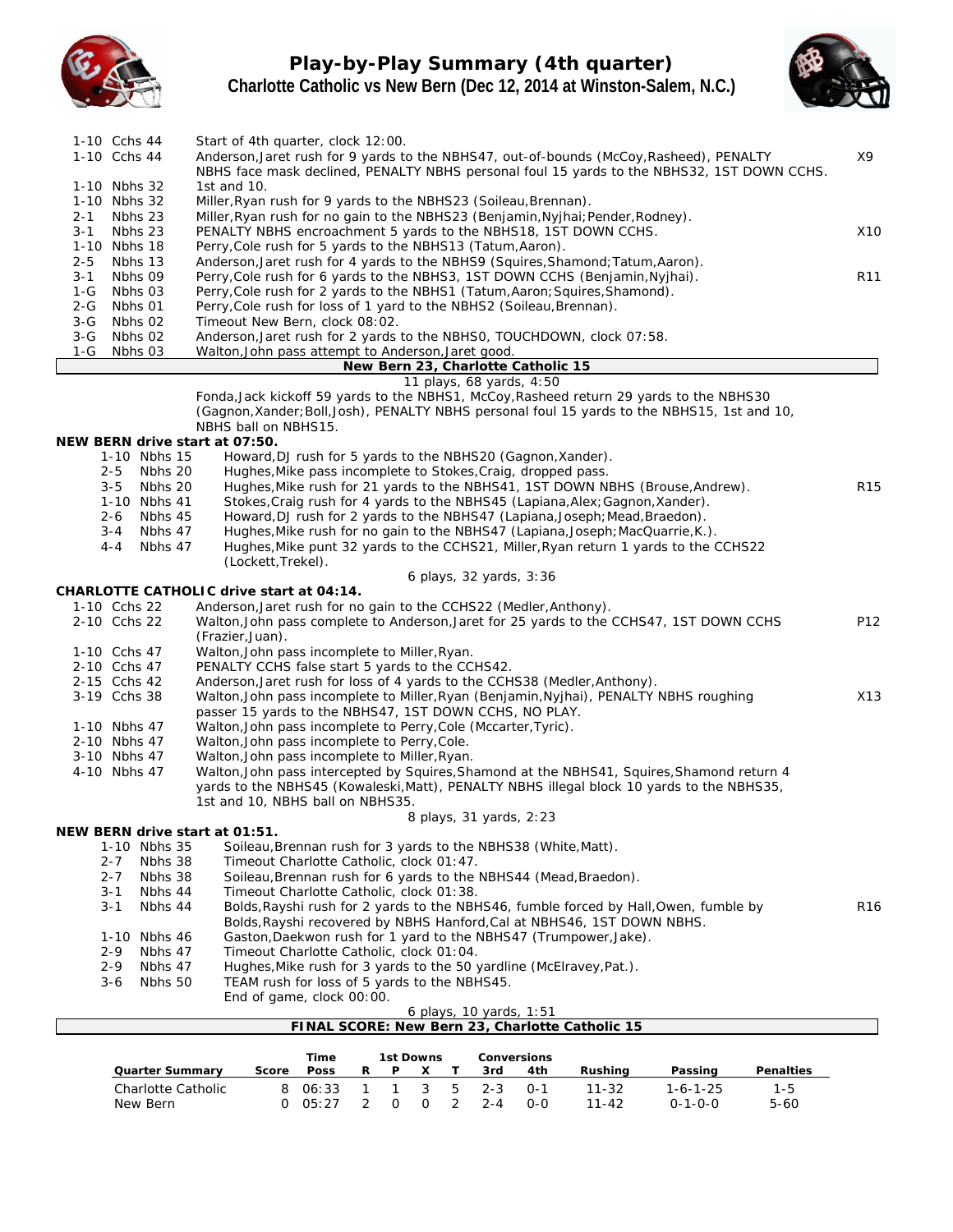# Play-by-Play Summary (4th quarter)

## Charlotte Catholic vs New Bern (Dec 12, 2014 at Winston-Salem, N.C.)

| Down | Spot | Play | |
|---|---|---|---|
| 1-10 | Cchs 44 | Start of 4th quarter, clock 12:00. | |
| 1-10 | Cchs 44 | Anderson,Jaret rush for 9 yards to the NBHS47, out-of-bounds (McCoy,Rasheed), PENALTY NBHS face mask declined, PENALTY NBHS personal foul 15 yards to the NBHS32, 1ST DOWN CCHS. | X9 |
| 1-10 | Nbhs 32 | 1st and 10. | |
| 1-10 | Nbhs 32 | Miller,Ryan rush for 9 yards to the NBHS23 (Soileau,Brennan). | |
| 2-1 | Nbhs 23 | Miller,Ryan rush for no gain to the NBHS23 (Benjamin,Nyjhai;Pender,Rodney). | |
| 3-1 | Nbhs 23 | PENALTY NBHS encroachment 5 yards to the NBHS18, 1ST DOWN CCHS. | X10 |
| 1-10 | Nbhs 18 | Perry,Cole rush for 5 yards to the NBHS13 (Tatum,Aaron). | |
| 2-5 | Nbhs 13 | Anderson,Jaret rush for 4 yards to the NBHS9 (Squires,Shamond;Tatum,Aaron). | |
| 3-1 | Nbhs 09 | Perry,Cole rush for 6 yards to the NBHS3, 1ST DOWN CCHS (Benjamin,Nyjhai). | R11 |
| 1-G | Nbhs 03 | Perry,Cole rush for 2 yards to the NBHS1 (Tatum,Aaron;Squires,Shamond). | |
| 2-G | Nbhs 01 | Perry,Cole rush for loss of 1 yard to the NBHS2 (Soileau,Brennan). | |
| 3-G | Nbhs 02 | Timeout New Bern, clock 08:02. | |
| 3-G | Nbhs 02 | Anderson,Jaret rush for 2 yards to the NBHS0, TOUCHDOWN, clock 07:58. | |
| 1-G | Nbhs 03 | Walton,John pass attempt to Anderson,Jaret good. | |

**New Bern 23, Charlotte Catholic 15**

11 plays, 68 yards, 4:50

Fonda,Jack kickoff 59 yards to the NBHS1, McCoy,Rasheed return 29 yards to the NBHS30 (Gagnon,Xander;Boll,Josh), PENALTY NBHS personal foul 15 yards to the NBHS15, 1st and 10, NBHS ball on NBHS15.

**NEW BERN drive start at 07:50.**

| Down | Spot | Play | |
|---|---|---|---|
| 1-10 | Nbhs 15 | Howard,DJ rush for 5 yards to the NBHS20 (Gagnon,Xander). | |
| 2-5 | Nbhs 20 | Hughes,Mike pass incomplete to Stokes,Craig, dropped pass. | |
| 3-5 | Nbhs 20 | Hughes,Mike rush for 21 yards to the NBHS41, 1ST DOWN NBHS (Brouse,Andrew). | R15 |
| 1-10 | Nbhs 41 | Stokes,Craig rush for 4 yards to the NBHS45 (Lapiana,Alex;Gagnon,Xander). | |
| 2-6 | Nbhs 45 | Howard,DJ rush for 2 yards to the NBHS47 (Lapiana,Joseph;Mead,Braedon). | |
| 3-4 | Nbhs 47 | Hughes,Mike rush for no gain to the NBHS47 (Lapiana,Joseph;MacQuarrie,K.). | |
| 4-4 | Nbhs 47 | Hughes,Mike punt 32 yards to the CCHS21, Miller,Ryan return 1 yards to the CCHS22 (Lockett,Trekel). | |

6 plays, 32 yards, 3:36

**CHARLOTTE CATHOLIC drive start at 04:14.**

| Down | Spot | Play | |
|---|---|---|---|
| 1-10 | Cchs 22 | Anderson,Jaret rush for no gain to the CCHS22 (Medler,Anthony). | |
| 2-10 | Cchs 22 | Walton,John pass complete to Anderson,Jaret for 25 yards to the CCHS47, 1ST DOWN CCHS (Frazier,Juan). | P12 |
| 1-10 | Cchs 47 | Walton,John pass incomplete to Miller,Ryan. | |
| 2-10 | Cchs 47 | PENALTY CCHS false start 5 yards to the CCHS42. | |
| 2-15 | Cchs 42 | Anderson,Jaret rush for loss of 4 yards to the CCHS38 (Medler,Anthony). | |
| 3-19 | Cchs 38 | Walton,John pass incomplete to Miller,Ryan (Benjamin,Nyjhai), PENALTY NBHS roughing passer 15 yards to the NBHS47, 1ST DOWN CCHS, NO PLAY. | X13 |
| 1-10 | Nbhs 47 | Walton,John pass incomplete to Perry,Cole (Mccarter,Tyric). | |
| 2-10 | Nbhs 47 | Walton,John pass incomplete to Perry,Cole. | |
| 3-10 | Nbhs 47 | Walton,John pass incomplete to Miller,Ryan. | |
| 4-10 | Nbhs 47 | Walton,John pass intercepted by Squires,Shamond at the NBHS41, Squires,Shamond return 4 yards to the NBHS45 (Kowaleski,Matt), PENALTY NBHS illegal block 10 yards to the NBHS35, 1st and 10, NBHS ball on NBHS35. | |

8 plays, 31 yards, 2:23

**NEW BERN drive start at 01:51.**

| Down | Spot | Play | |
|---|---|---|---|
| 1-10 | Nbhs 35 | Soileau,Brennan rush for 3 yards to the NBHS38 (White,Matt). | |
| 2-7 | Nbhs 38 | Timeout Charlotte Catholic, clock 01:47. | |
| 2-7 | Nbhs 38 | Soileau,Brennan rush for 6 yards to the NBHS44 (Mead,Braedon). | |
| 3-1 | Nbhs 44 | Timeout Charlotte Catholic, clock 01:38. | |
| 3-1 | Nbhs 44 | Bolds,Rayshi rush for 2 yards to the NBHS46, fumble forced by Hall,Owen, fumble by Bolds,Rayshi recovered by NBHS Hanford,Cal at NBHS46, 1ST DOWN NBHS. | R16 |
| 1-10 | Nbhs 46 | Gaston,Daekwon rush for 1 yard to the NBHS47 (Trumpower,Jake). | |
| 2-9 | Nbhs 47 | Timeout Charlotte Catholic, clock 01:04. | |
| 2-9 | Nbhs 47 | Hughes,Mike rush for 3 yards to the 50 yardline (McElravey,Pat.). | |
| 3-6 | Nbhs 50 | TEAM rush for loss of 5 yards to the NBHS45. | |
| | | End of game, clock 00:00. | |

6 plays, 10 yards, 1:51

**FINAL SCORE: New Bern 23, Charlotte Catholic 15**

| Quarter Summary | Score | Time Poss | 1st Downs R | P | X | T | Conversions 3rd | 4th | Rushing | Passing | Penalties |
|---|---|---|---|---|---|---|---|---|---|---|---|
| Charlotte Catholic | 8 | 06:33 | 1 | 1 | 3 | 5 | 2-3 | 0-1 | 11-32 | 1-6-1-25 | 1-5 |
| New Bern | 0 | 05:27 | 2 | 0 | 0 | 2 | 2-4 | 0-0 | 11-42 | 0-1-0-0 | 5-60 |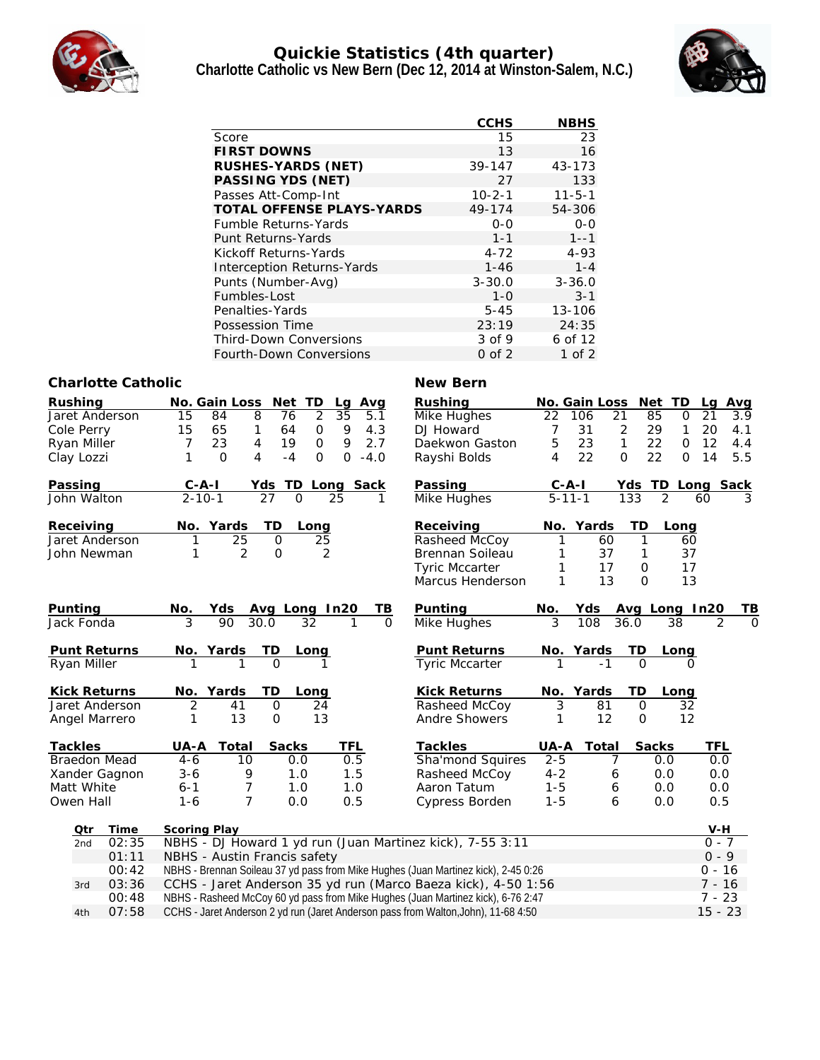# Quickie Statistics (4th quarter)

## Charlotte Catholic vs New Bern (Dec 12, 2014 at Winston-Salem, N.C.)

| | CCHS | NBHS |
|---|---|---|
| Score | 15 | 23 |
| **FIRST DOWNS** | 13 | 16 |
| **RUSHES-YARDS (NET)** | 39-147 | 43-173 |
| **PASSING YDS (NET)** | 27 | 133 |
| Passes Att-Comp-Int | 10-2-1 | 11-5-1 |
| **TOTAL OFFENSE PLAYS-YARDS** | 49-174 | 54-306 |
| Fumble Returns-Yards | 0-0 | 0-0 |
| Punt Returns-Yards | 1-1 | 1--1 |
| Kickoff Returns-Yards | 4-72 | 4-93 |
| Interception Returns-Yards | 1-46 | 1-4 |
| Punts (Number-Avg) | 3-30.0 | 3-36.0 |
| Fumbles-Lost | 1-0 | 3-1 |
| Penalties-Yards | 5-45 | 13-106 |
| Possession Time | 23:19 | 24:35 |
| Third-Down Conversions | 3 of 9 | 6 of 12 |
| Fourth-Down Conversions | 0 of 2 | 1 of 2 |

### Charlotte Catholic

| Rushing | No. | Gain | Loss | Net | TD | Lg | Avg |
|---|---|---|---|---|---|---|---|
| Jaret Anderson | 15 | 84 | 8 | 76 | 2 | 35 | 5.1 |
| Cole Perry | 15 | 65 | 1 | 64 | 0 | 9 | 4.3 |
| Ryan Miller | 7 | 23 | 4 | 19 | 0 | 9 | 2.7 |
| Clay Lozzi | 1 | 0 | 4 | -4 | 0 | 0 | -4.0 |

| Passing | C-A-I | Yds | TD | Long | Sack |
|---|---|---|---|---|---|
| John Walton | 2-10-1 | 27 | 0 | 25 | 1 |

| Receiving | No. | Yards | TD | Long |
|---|---|---|---|---|
| Jaret Anderson | 1 | 25 | 0 | 25 |
| John Newman | 1 | 2 | 0 | 2 |

| Punting | No. | Yds | Avg | Long | In20 | TB |
|---|---|---|---|---|---|---|
| Jack Fonda | 3 | 90 | 30.0 | 32 | 1 | 0 |

| Punt Returns | No. | Yards | TD | Long |
|---|---|---|---|---|
| Ryan Miller | 1 | 1 | 0 | 1 |

| Kick Returns | No. | Yards | TD | Long |
|---|---|---|---|---|
| Jaret Anderson | 2 | 41 | 0 | 24 |
| Angel Marrero | 1 | 13 | 0 | 13 |

| Tackles | UA-A | Total | Sacks | TFL |
|---|---|---|---|---|
| Braedon Mead | 4-6 | 10 | 0.0 | 0.5 |
| Xander Gagnon | 3-6 | 9 | 1.0 | 1.5 |
| Matt White | 6-1 | 7 | 1.0 | 1.0 |
| Owen Hall | 1-6 | 7 | 0.0 | 0.5 |

### New Bern

| Rushing | No. | Gain | Loss | Net | TD | Lg | Avg |
|---|---|---|---|---|---|---|---|
| Mike Hughes | 22 | 106 | 21 | 85 | 0 | 21 | 3.9 |
| DJ Howard | 7 | 31 | 2 | 29 | 1 | 20 | 4.1 |
| Daekwon Gaston | 5 | 23 | 1 | 22 | 0 | 12 | 4.4 |
| Rayshi Bolds | 4 | 22 | 0 | 22 | 0 | 14 | 5.5 |

| Passing | C-A-I | Yds | TD | Long | Sack |
|---|---|---|---|---|---|
| Mike Hughes | 5-11-1 | 133 | 2 | 60 | 3 |

| Receiving | No. | Yards | TD | Long |
|---|---|---|---|---|
| Rasheed McCoy | 1 | 60 | 1 | 60 |
| Brennan Soileau | 1 | 37 | 1 | 37 |
| Tyric Mccarter | 1 | 17 | 0 | 17 |
| Marcus Henderson | 1 | 13 | 0 | 13 |

| Punting | No. | Yds | Avg | Long | In20 | TB |
|---|---|---|---|---|---|---|
| Mike Hughes | 3 | 108 | 36.0 | 38 | 2 | 0 |

| Punt Returns | No. | Yards | TD | Long |
|---|---|---|---|---|
| Tyric Mccarter | 1 | -1 | 0 | 0 |

| Kick Returns | No. | Yards | TD | Long |
|---|---|---|---|---|
| Rasheed McCoy | 3 | 81 | 0 | 32 |
| Andre Showers | 1 | 12 | 0 | 12 |

| Tackles | UA-A | Total | Sacks | TFL |
|---|---|---|---|---|
| Sha'mond Squires | 2-5 | 7 | 0.0 | 0.0 |
| Rasheed McCoy | 4-2 | 6 | 0.0 | 0.0 |
| Aaron Tatum | 1-5 | 6 | 0.0 | 0.0 |
| Cypress Borden | 1-5 | 6 | 0.0 | 0.5 |

| Qtr | Time | Scoring Play | V-H |
|---|---|---|---|
| 2nd | 02:35 | NBHS - DJ Howard 1 yd run (Juan Martinez kick), 7-55 3:11 | 0 - 7 |
| | 01:11 | NBHS - Austin Francis safety | 0 - 9 |
| | 00:42 | NBHS - Brennan Soileau 37 yd pass from Mike Hughes (Juan Martinez kick), 2-45 0:26 | 0 - 16 |
| 3rd | 03:36 | CCHS - Jaret Anderson 35 yd run (Marco Baeza kick), 4-50 1:56 | 7 - 16 |
| | 00:48 | NBHS - Rasheed McCoy 60 yd pass from Mike Hughes (Juan Martinez kick), 6-76 2:47 | 7 - 23 |
| 4th | 07:58 | CCHS - Jaret Anderson 2 yd run (Jaret Anderson pass from Walton,John), 11-68 4:50 | 15 - 23 |